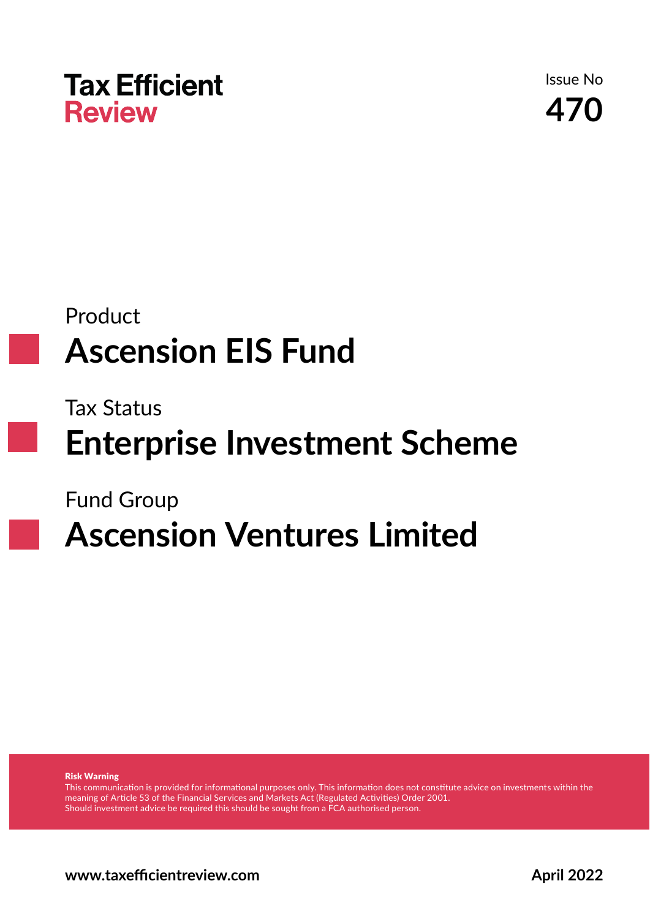# Tax Efficient Review

Issue No

**470**

Product

## Ascension EIS Fund

Tax Status

## Enterprise Investment Scheme

Fund Group

## Ascension Ventures Limited

**Risk Warning**
This communication is provided for informational purposes only. This information does not constitute advice on investments within the meaning of Article 53 of the Financial Services and Markets Act (Regulated Activities) Order 2001.
Should investment advice be required this should be sought from a FCA authorised person.

**www.taxefficientreview.com**

**April 2022**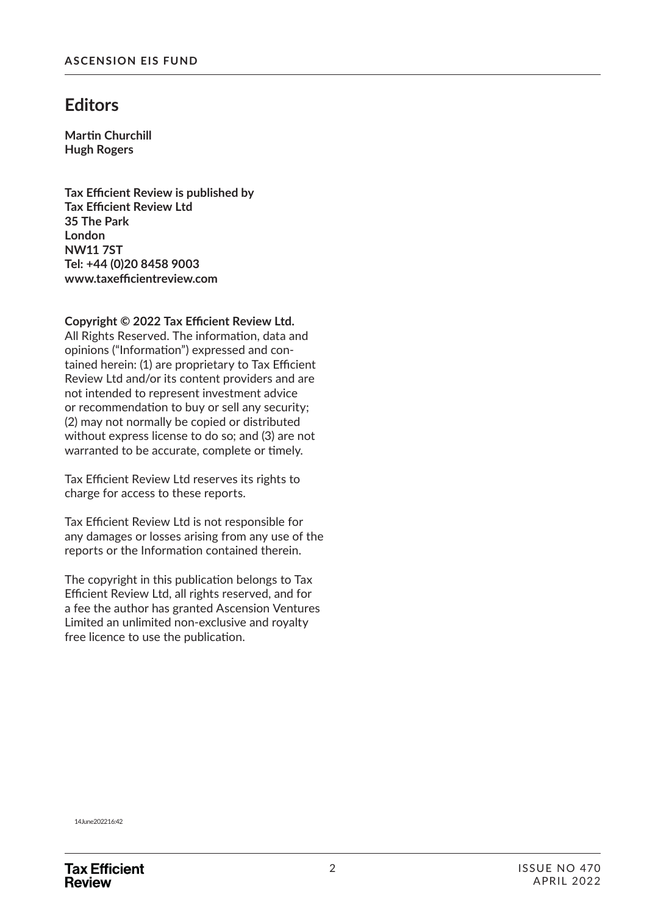## Editors

**Martin Churchill**
**Hugh Rogers**

**Tax Efficient Review is published by**
**Tax Efficient Review Ltd**
**35 The Park**
**London**
**NW11 7ST**
**Tel: +44 (0)20 8458 9003**
**www.taxefficientreview.com**

**Copyright © 2022 Tax Efficient Review Ltd.**
All Rights Reserved. The information, data and opinions ("Information") expressed and contained herein: (1) are proprietary to Tax Efficient Review Ltd and/or its content providers and are not intended to represent investment advice or recommendation to buy or sell any security; (2) may not normally be copied or distributed without express license to do so; and (3) are not warranted to be accurate, complete or timely.

Tax Efficient Review Ltd reserves its rights to charge for access to these reports.

Tax Efficient Review Ltd is not responsible for any damages or losses arising from any use of the reports or the Information contained therein.

The copyright in this publication belongs to Tax Efficient Review Ltd, all rights reserved, and for a fee the author has granted Ascension Ventures Limited an unlimited non-exclusive and royalty free licence to use the publication.

14June202216:42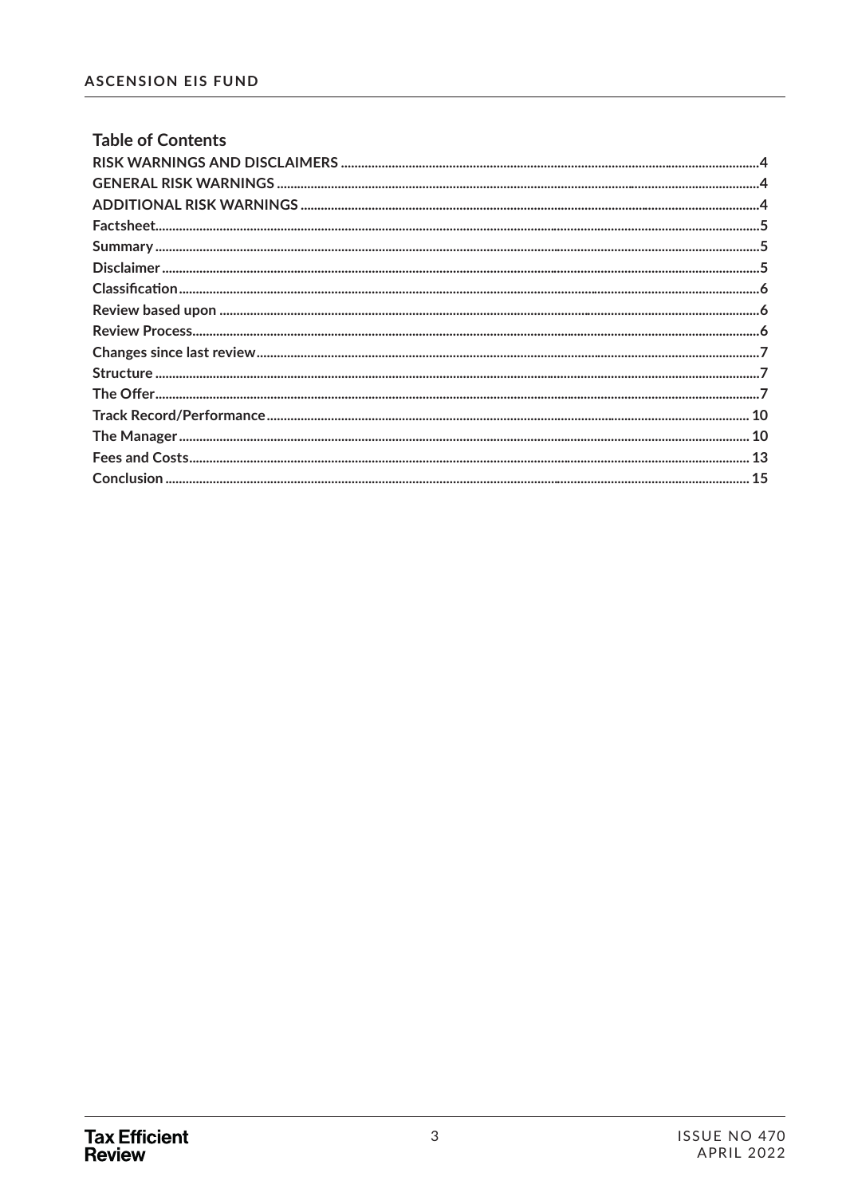## Table of Contents

- RISK WARNINGS AND DISCLAIMERS ... 4
- GENERAL RISK WARNINGS ... 4
- ADDITIONAL RISK WARNINGS ... 4
- Factsheet ... 5
- Summary ... 5
- Disclaimer ... 5
- Classification ... 6
- Review based upon ... 6
- Review Process ... 6
- Changes since last review ... 7
- Structure ... 7
- The Offer ... 7
- Track Record/Performance ... 10
- The Manager ... 10
- Fees and Costs ... 13
- Conclusion ... 15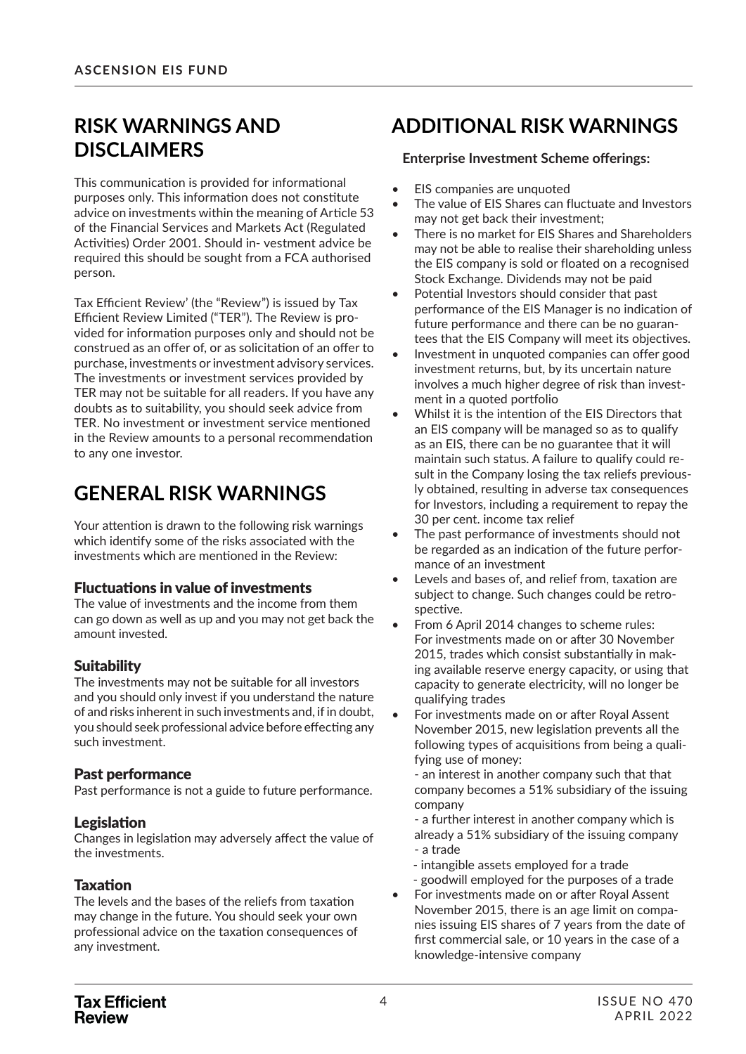## RISK WARNINGS AND DISCLAIMERS

This communication is provided for informational purposes only. This information does not constitute advice on investments within the meaning of Article 53 of the Financial Services and Markets Act (Regulated Activities) Order 2001. Should in- vestment advice be required this should be sought from a FCA authorised person.

Tax Efficient Review' (the "Review") is issued by Tax Efficient Review Limited ("TER"). The Review is provided for information purposes only and should not be construed as an offer of, or as solicitation of an offer to purchase, investments or investment advisory services. The investments or investment services provided by TER may not be suitable for all readers. If you have any doubts as to suitability, you should seek advice from TER. No investment or investment service mentioned in the Review amounts to a personal recommendation to any one investor.

## GENERAL RISK WARNINGS

Your attention is drawn to the following risk warnings which identify some of the risks associated with the investments which are mentioned in the Review:

### Fluctuations in value of investments

The value of investments and the income from them can go down as well as up and you may not get back the amount invested.

### Suitability

The investments may not be suitable for all investors and you should only invest if you understand the nature of and risks inherent in such investments and, if in doubt, you should seek professional advice before effecting any such investment.

### Past performance

Past performance is not a guide to future performance.

### Legislation

Changes in legislation may adversely affect the value of the investments.

### Taxation

The levels and the bases of the reliefs from taxation may change in the future. You should seek your own professional advice on the taxation consequences of any investment.

## ADDITIONAL RISK WARNINGS

**Enterprise Investment Scheme offerings:**

- EIS companies are unquoted
- The value of EIS Shares can fluctuate and Investors may not get back their investment;
- There is no market for EIS Shares and Shareholders may not be able to realise their shareholding unless the EIS company is sold or floated on a recognised Stock Exchange. Dividends may not be paid
- Potential Investors should consider that past performance of the EIS Manager is no indication of future performance and there can be no guarantees that the EIS Company will meet its objectives.
- Investment in unquoted companies can offer good investment returns, but, by its uncertain nature involves a much higher degree of risk than investment in a quoted portfolio
- Whilst it is the intention of the EIS Directors that an EIS company will be managed so as to qualify as an EIS, there can be no guarantee that it will maintain such status. A failure to qualify could result in the Company losing the tax reliefs previously obtained, resulting in adverse tax consequences for Investors, including a requirement to repay the 30 per cent. income tax relief
- The past performance of investments should not be regarded as an indication of the future performance of an investment
- Levels and bases of, and relief from, taxation are subject to change. Such changes could be retrospective.
- From 6 April 2014 changes to scheme rules: For investments made on or after 30 November 2015, trades which consist substantially in making available reserve energy capacity, or using that capacity to generate electricity, will no longer be qualifying trades
- For investments made on or after Royal Assent November 2015, new legislation prevents all the following types of acquisitions from being a qualifying use of money:
  - an interest in another company such that that company becomes a 51% subsidiary of the issuing company
  - a further interest in another company which is already a 51% subsidiary of the issuing company
  - a trade
  - intangible assets employed for a trade
  - goodwill employed for the purposes of a trade
- For investments made on or after Royal Assent November 2015, there is an age limit on companies issuing EIS shares of 7 years from the date of first commercial sale, or 10 years in the case of a knowledge-intensive company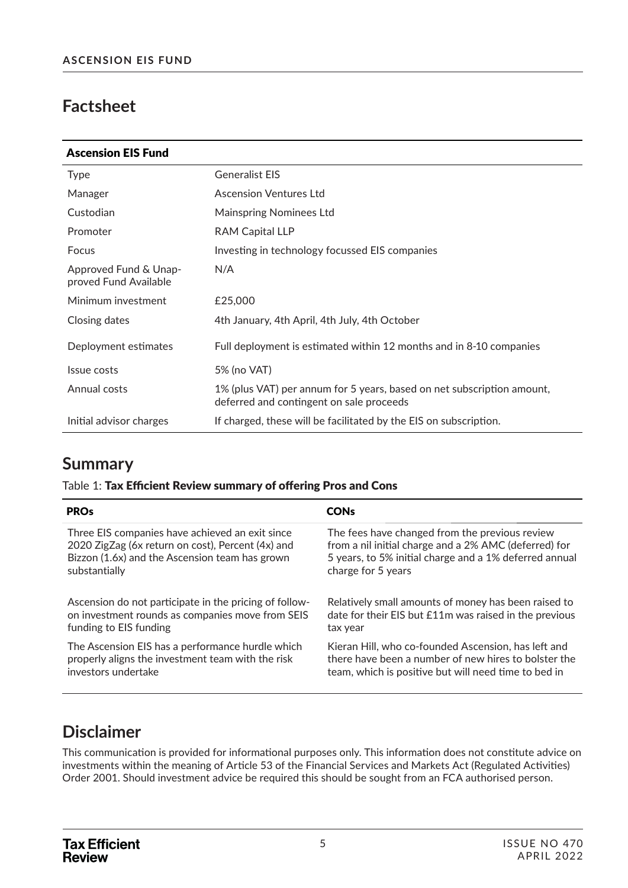## Factsheet

| Ascension EIS Fund | |
|---|---|
| Type | Generalist EIS |
| Manager | Ascension Ventures Ltd |
| Custodian | Mainspring Nominees Ltd |
| Promoter | RAM Capital LLP |
| Focus | Investing in technology focussed EIS companies |
| Approved Fund & Unapproved Fund Available | N/A |
| Minimum investment | £25,000 |
| Closing dates | 4th January, 4th April, 4th July, 4th October |
| Deployment estimates | Full deployment is estimated within 12 months and in 8-10 companies |
| Issue costs | 5% (no VAT) |
| Annual costs | 1% (plus VAT) per annum for 5 years, based on net subscription amount, deferred and contingent on sale proceeds |
| Initial advisor charges | If charged, these will be facilitated by the EIS on subscription. |

## Summary

Table 1: **Tax Efficient Review summary of offering Pros and Cons**

| PROs | CONs |
|---|---|
| Three EIS companies have achieved an exit since 2020 ZigZag (6x return on cost), Percent (4x) and Bizzon (1.6x) and the Ascension team has grown substantially | The fees have changed from the previous review from a nil initial charge and a 2% AMC (deferred) for 5 years, to 5% initial charge and a 1% deferred annual charge for 5 years |
| Ascension do not participate in the pricing of follow-on investment rounds as companies move from SEIS funding to EIS funding | Relatively small amounts of money has been raised to date for their EIS but £11m was raised in the previous tax year |
| The Ascension EIS has a performance hurdle which properly aligns the investment team with the risk investors undertake | Kieran Hill, who co-founded Ascension, has left and there have been a number of new hires to bolster the team, which is positive but will need time to bed in |

## Disclaimer

This communication is provided for informational purposes only. This information does not constitute advice on investments within the meaning of Article 53 of the Financial Services and Markets Act (Regulated Activities) Order 2001. Should investment advice be required this should be sought from an FCA authorised person.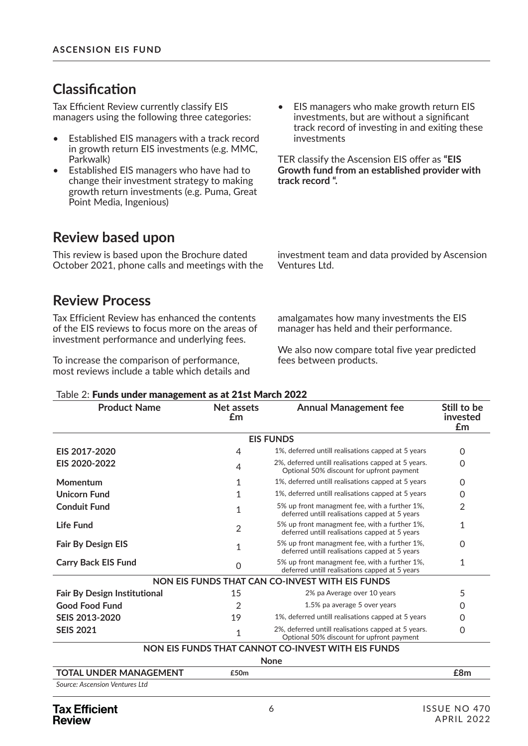## Classification

Tax Efficient Review currently classify EIS managers using the following three categories:

- Established EIS managers with a track record in growth return EIS investments (e.g. MMC, Parkwalk)
- Established EIS managers who have had to change their investment strategy to making growth return investments (e.g. Puma, Great Point Media, Ingenious)
- EIS managers who make growth return EIS investments, but are without a significant track record of investing in and exiting these investments

TER classify the Ascension EIS offer as **"EIS Growth fund from an established provider with track record ".**

## Review based upon

This review is based upon the Brochure dated October 2021, phone calls and meetings with the investment team and data provided by Ascension Ventures Ltd.

## Review Process

Tax Efficient Review has enhanced the contents of the EIS reviews to focus more on the areas of investment performance and underlying fees.

To increase the comparison of performance, most reviews include a table which details and amalgamates how many investments the EIS manager has held and their performance.

We also now compare total five year predicted fees between products.

Table 2: **Funds under management as at 21st March 2022**

| Product Name | Net assets £m | Annual Management fee | Still to be invested £m |
|---|---|---|---|
| | | **EIS FUNDS** | |
| **EIS 2017-2020** | 4 | 1%, deferred untill realisations capped at 5 years | 0 |
| **EIS 2020-2022** | 4 | 2%, deferred untill realisations capped at 5 years. Optional 50% discount for upfront payment | 0 |
| **Momentum** | 1 | 1%, deferred untill realisations capped at 5 years | 0 |
| **Unicorn Fund** | 1 | 1%, deferred untill realisations capped at 5 years | 0 |
| **Conduit Fund** | 1 | 5% up front managment fee, with a further 1%, deferred untill realisations capped at 5 years | 2 |
| **Life Fund** | 2 | 5% up front managment fee, with a further 1%, deferred untill realisations capped at 5 years | 1 |
| **Fair By Design EIS** | 1 | 5% up front managment fee, with a further 1%, deferred untill realisations capped at 5 years | 0 |
| **Carry Back EIS Fund** | 0 | 5% up front managment fee, with a further 1%, deferred untill realisations capped at 5 years | 1 |
| | | **NON EIS FUNDS THAT CAN CO-INVEST WITH EIS FUNDS** | |
| **Fair By Design Institutional** | 15 | 2% pa Average over 10 years | 5 |
| **Good Food Fund** | 2 | 1.5% pa average 5 over years | 0 |
| **SEIS 2013-2020** | 19 | 1%, deferred untill realisations capped at 5 years | 0 |
| **SEIS 2021** | 1 | 2%, deferred untill realisations capped at 5 years. Optional 50% discount for upfront payment | 0 |
| | | **NON EIS FUNDS THAT CANNOT CO-INVEST WITH EIS FUNDS** | |
| | | **None** | |
| **TOTAL UNDER MANAGEMENT** | **£50m** | | **£8m** |

*Source: Ascension Ventures Ltd*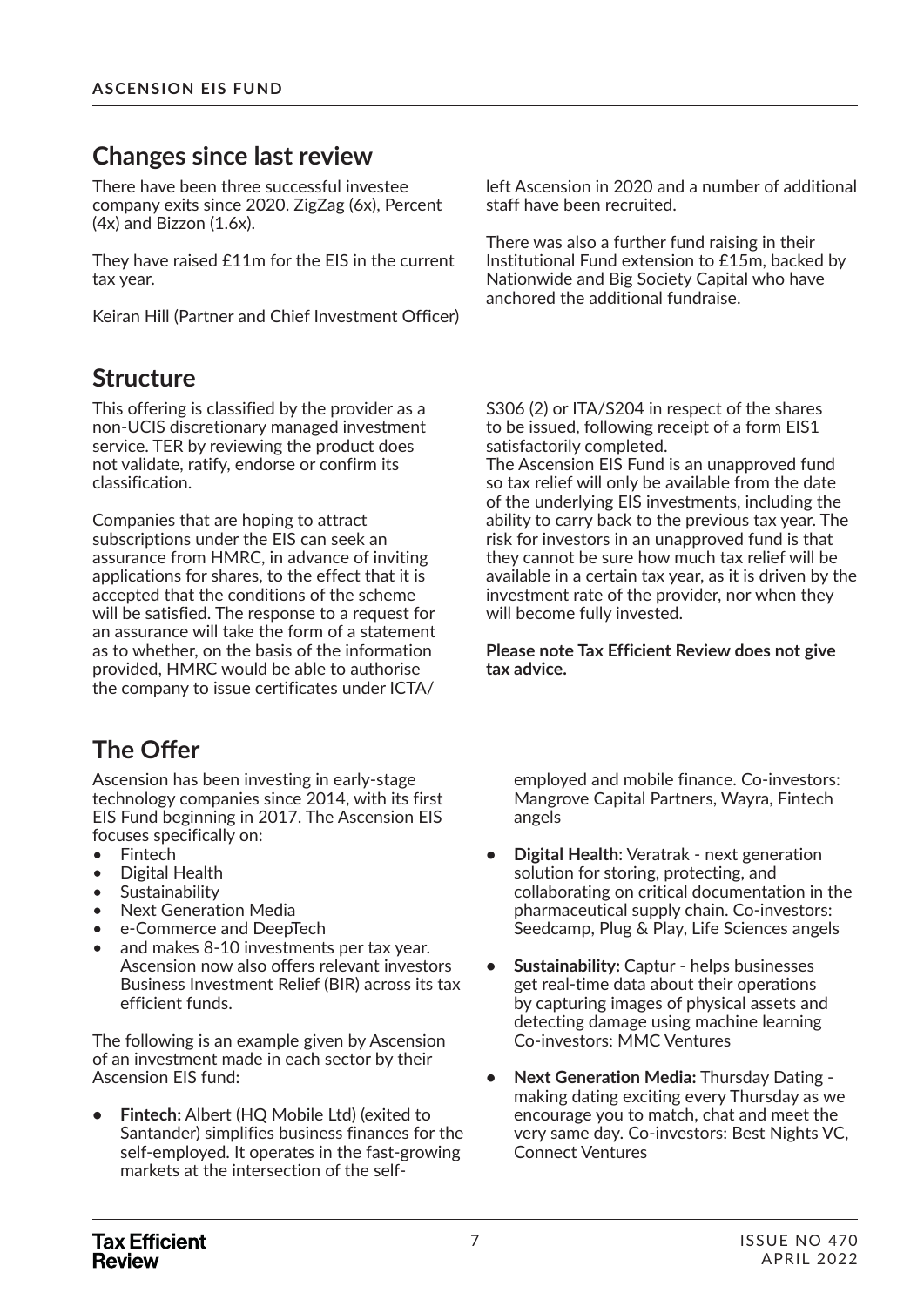## Changes since last review

There have been three successful investee company exits since 2020. ZigZag (6x), Percent (4x) and Bizzon (1.6x).

They have raised £11m for the EIS in the current tax year.

Keiran Hill (Partner and Chief Investment Officer) left Ascension in 2020 and a number of additional staff have been recruited.

There was also a further fund raising in their Institutional Fund extension to £15m, backed by Nationwide and Big Society Capital who have anchored the additional fundraise.

## Structure

This offering is classified by the provider as a non-UCIS discretionary managed investment service. TER by reviewing the product does not validate, ratify, endorse or confirm its classification.

Companies that are hoping to attract subscriptions under the EIS can seek an assurance from HMRC, in advance of inviting applications for shares, to the effect that it is accepted that the conditions of the scheme will be satisfied. The response to a request for an assurance will take the form of a statement as to whether, on the basis of the information provided, HMRC would be able to authorise the company to issue certificates under ICTA/S306 (2) or ITA/S204 in respect of the shares to be issued, following receipt of a form EIS1 satisfactorily completed.
The Ascension EIS Fund is an unapproved fund so tax relief will only be available from the date of the underlying EIS investments, including the ability to carry back to the previous tax year. The risk for investors in an unapproved fund is that they cannot be sure how much tax relief will be available in a certain tax year, as it is driven by the investment rate of the provider, nor when they will become fully invested.

**Please note Tax Efficient Review does not give tax advice.**

## The Offer

Ascension has been investing in early-stage technology companies since 2014, with its first EIS Fund beginning in 2017. The Ascension EIS focuses specifically on:

- Fintech
- Digital Health
- Sustainability
- Next Generation Media
- e-Commerce and DeepTech
- and makes 8-10 investments per tax year. Ascension now also offers relevant investors Business Investment Relief (BIR) across its tax efficient funds.

The following is an example given by Ascension of an investment made in each sector by their Ascension EIS fund:

- **Fintech:** Albert (HQ Mobile Ltd) (exited to Santander) simplifies business finances for the self-employed. It operates in the fast-growing markets at the intersection of the self-employed and mobile finance. Co-investors: Mangrove Capital Partners, Wayra, Fintech angels
- **Digital Health**: Veratrak - next generation solution for storing, protecting, and collaborating on critical documentation in the pharmaceutical supply chain. Co-investors: Seedcamp, Plug & Play, Life Sciences angels
- **Sustainability:** Captur - helps businesses get real-time data about their operations by capturing images of physical assets and detecting damage using machine learning Co-investors: MMC Ventures
- **Next Generation Media:** Thursday Dating - making dating exciting every Thursday as we encourage you to match, chat and meet the very same day. Co-investors: Best Nights VC, Connect Ventures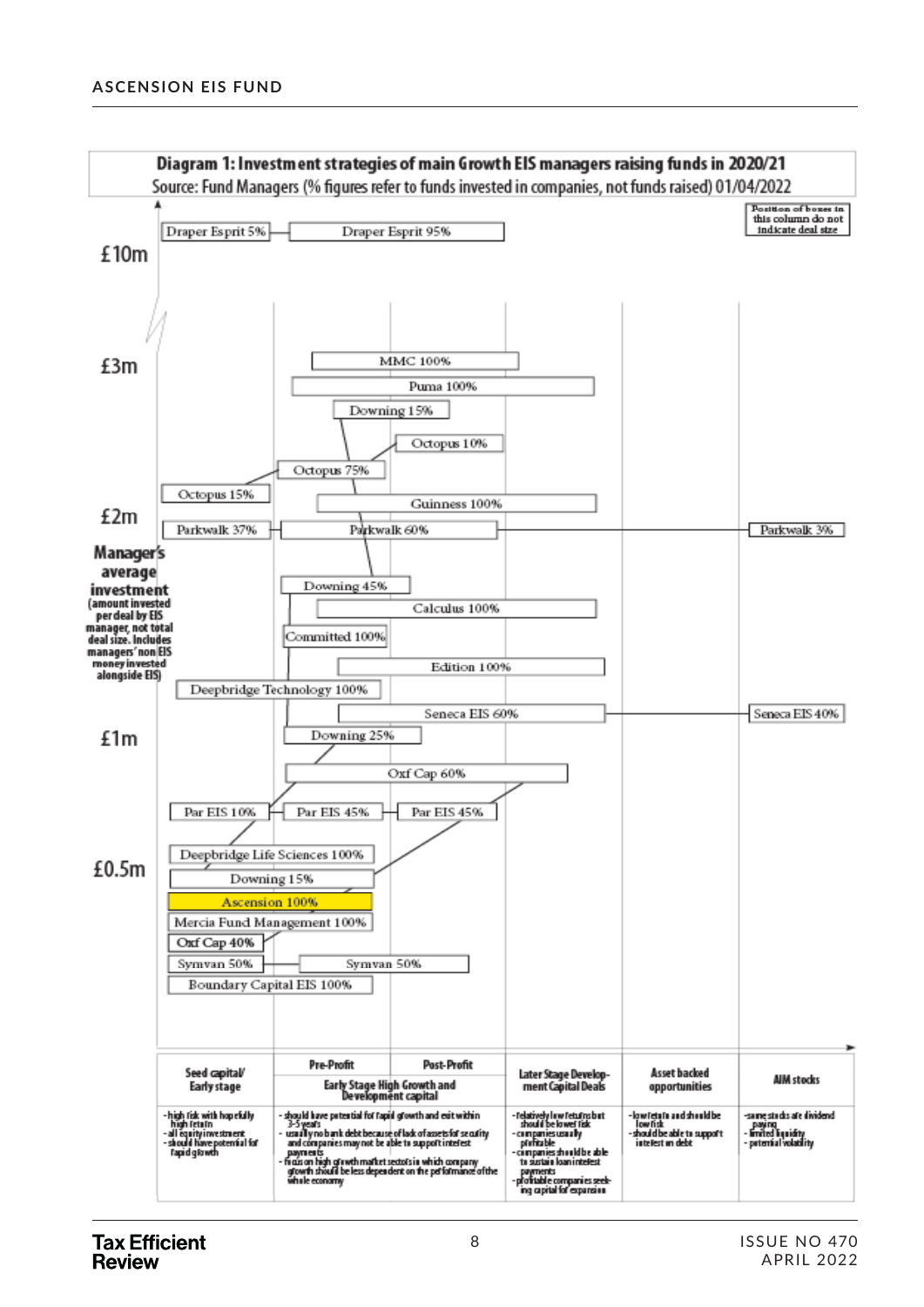**Diagram 1: Investment strategies of main Growth EIS managers raising funds in 2020/21**

Source: Fund Managers (% figures refer to funds invested in companies, not funds raised) 01/04/2022

Position of boxes in this column do not indicate deal size

Manager's average investment (amount invested per deal by EIS manager, not total deal size. Includes managers' non EIS money invested alongside EIS)

£10m

Draper Esprit 5% — Draper Esprit 95%

£3m

MMC 100%

Puma 100%

Downing 15%

Octopus 10%

Octopus 75%

Octopus 15%

Guinness 100%

£2m

Parkwalk 37% — Parkwalk 60% — Parkwalk 3%

Downing 45%

Calculus 100%

Committed 100%

Edition 100%

Deepbridge Technology 100%

Seneca EIS 60% — Seneca EIS 40%

£1m

Downing 25%

Oxf Cap 60%

Par EIS 10% — Par EIS 45% — Par EIS 45%

Deepbridge Life Sciences 100%

£0.5m

Downing 15%

Ascension 100%

Mercia Fund Management 100%

Oxf Cap 40%

Symvan 50% — Symvan 50%

Boundary Capital EIS 100%

| Seed capital/ Early stage | Pre-Profit / Post-Profit: Early Stage High Growth and Development capital | Later Stage Development Capital Deals | Asset backed opportunities | AIM stocks |
|---|---|---|---|---|
| - high risk with hopefully high return<br>- all equity investment<br>- should have potential for rapid growth | - should have potential for rapid growth and exit within 3-5 years<br>- usually no bank debt because of lack of assets for security and companies may not be able to support interest payments<br>- focus on high growth market sectors in which company growth should be less dependent on the performance of the whole economy | - relatively low returns but should be lower risk<br>- companies usually profitable<br>- companies should be able to sustain loan interest payments<br>- profitable companies seeking capital for expansion | - low return and should be low risk<br>- should be able to support interest on debt | - some stocks are dividend paying<br>- limited liquidity<br>- potential volatility |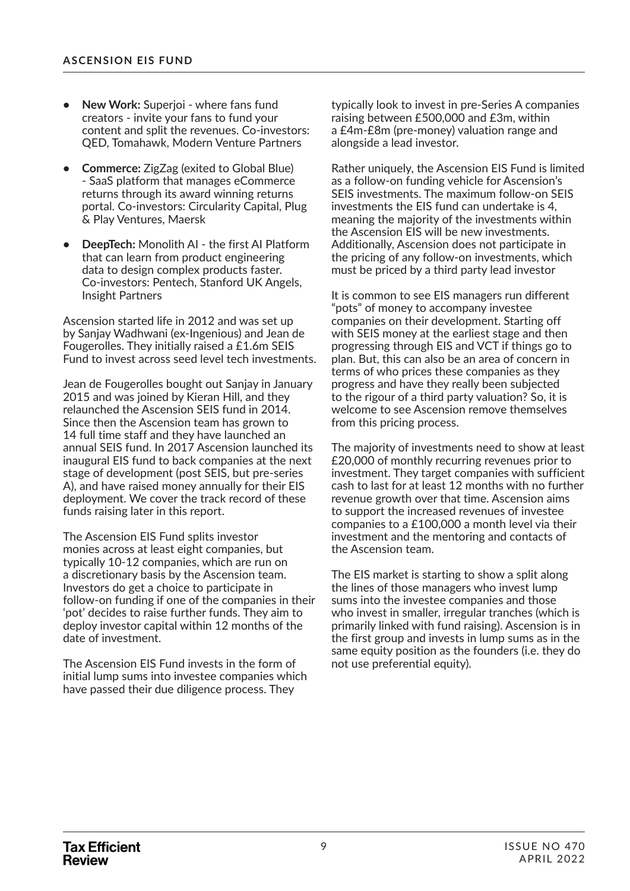- **New Work:** Superjoi - where fans fund creators - invite your fans to fund your content and split the revenues. Co-investors: QED, Tomahawk, Modern Venture Partners
- **Commerce:** ZigZag (exited to Global Blue) - SaaS platform that manages eCommerce returns through its award winning returns portal. Co-investors: Circularity Capital, Plug & Play Ventures, Maersk
- **DeepTech:** Monolith AI - the first AI Platform that can learn from product engineering data to design complex products faster. Co-investors: Pentech, Stanford UK Angels, Insight Partners

Ascension started life in 2012 and was set up by Sanjay Wadhwani (ex-Ingenious) and Jean de Fougerolles. They initially raised a £1.6m SEIS Fund to invest across seed level tech investments.

Jean de Fougerolles bought out Sanjay in January 2015 and was joined by Kieran Hill, and they relaunched the Ascension SEIS fund in 2014. Since then the Ascension team has grown to 14 full time staff and they have launched an annual SEIS fund. In 2017 Ascension launched its inaugural EIS fund to back companies at the next stage of development (post SEIS, but pre-series A), and have raised money annually for their EIS deployment. We cover the track record of these funds raising later in this report.

The Ascension EIS Fund splits investor monies across at least eight companies, but typically 10-12 companies, which are run on a discretionary basis by the Ascension team. Investors do get a choice to participate in follow-on funding if one of the companies in their 'pot' decides to raise further funds. They aim to deploy investor capital within 12 months of the date of investment.

The Ascension EIS Fund invests in the form of initial lump sums into investee companies which have passed their due diligence process. They typically look to invest in pre-Series A companies raising between £500,000 and £3m, within a £4m-£8m (pre-money) valuation range and alongside a lead investor.

Rather uniquely, the Ascension EIS Fund is limited as a follow-on funding vehicle for Ascension's SEIS investments. The maximum follow-on SEIS investments the EIS fund can undertake is 4, meaning the majority of the investments within the Ascension EIS will be new investments. Additionally, Ascension does not participate in the pricing of any follow-on investments, which must be priced by a third party lead investor

It is common to see EIS managers run different "pots" of money to accompany investee companies on their development. Starting off with SEIS money at the earliest stage and then progressing through EIS and VCT if things go to plan. But, this can also be an area of concern in terms of who prices these companies as they progress and have they really been subjected to the rigour of a third party valuation? So, it is welcome to see Ascension remove themselves from this pricing process.

The majority of investments need to show at least £20,000 of monthly recurring revenues prior to investment. They target companies with sufficient cash to last for at least 12 months with no further revenue growth over that time. Ascension aims to support the increased revenues of investee companies to a £100,000 a month level via their investment and the mentoring and contacts of the Ascension team.

The EIS market is starting to show a split along the lines of those managers who invest lump sums into the investee companies and those who invest in smaller, irregular tranches (which is primarily linked with fund raising). Ascension is in the first group and invests in lump sums as in the same equity position as the founders (i.e. they do not use preferential equity).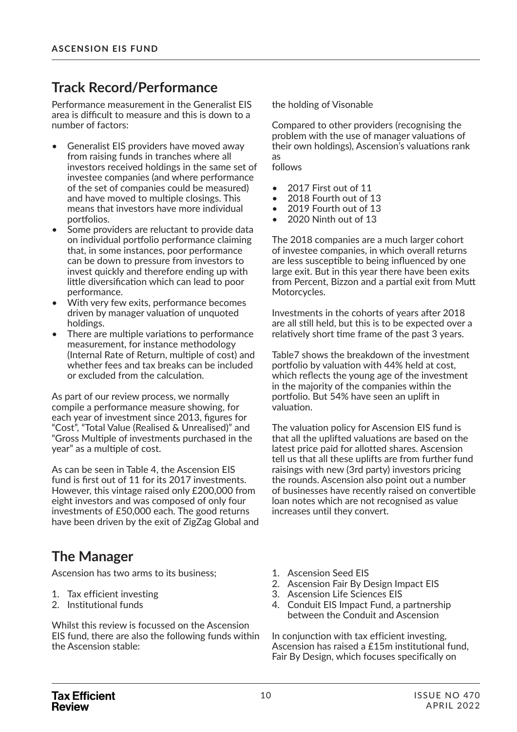## Track Record/Performance

Performance measurement in the Generalist EIS area is difficult to measure and this is down to a number of factors:

- Generalist EIS providers have moved away from raising funds in tranches where all investors received holdings in the same set of investee companies (and where performance of the set of companies could be measured) and have moved to multiple closings. This means that investors have more individual portfolios.
- Some providers are reluctant to provide data on individual portfolio performance claiming that, in some instances, poor performance can be down to pressure from investors to invest quickly and therefore ending up with little diversification which can lead to poor performance.
- With very few exits, performance becomes driven by manager valuation of unquoted holdings.
- There are multiple variations to performance measurement, for instance methodology (Internal Rate of Return, multiple of cost) and whether fees and tax breaks can be included or excluded from the calculation.

As part of our review process, we normally compile a performance measure showing, for each year of investment since 2013, figures for "Cost", "Total Value (Realised & Unrealised)" and "Gross Multiple of investments purchased in the year" as a multiple of cost.

As can be seen in Table 4, the Ascension EIS fund is first out of 11 for its 2017 investments. However, this vintage raised only £200,000 from eight investors and was composed of only four investments of £50,000 each. The good returns have been driven by the exit of ZigZag Global and the holding of Visonable

Compared to other providers (recognising the problem with the use of manager valuations of their own holdings), Ascension's valuations rank as
follows

- 2017 First out of 11
- 2018 Fourth out of 13
- 2019 Fourth out of 13
- 2020 Ninth out of 13

The 2018 companies are a much larger cohort of investee companies, in which overall returns are less susceptible to being influenced by one large exit. But in this year there have been exits from Percent, Bizzon and a partial exit from Mutt Motorcycles.

Investments in the cohorts of years after 2018 are all still held, but this is to be expected over a relatively short time frame of the past 3 years.

Table7 shows the breakdown of the investment portfolio by valuation with 44% held at cost, which reflects the young age of the investment in the majority of the companies within the portfolio. But 54% have seen an uplift in valuation.

The valuation policy for Ascension EIS fund is that all the uplifted valuations are based on the latest price paid for allotted shares. Ascension tell us that all these uplifts are from further fund raisings with new (3rd party) investors pricing the rounds. Ascension also point out a number of businesses have recently raised on convertible loan notes which are not recognised as value increases until they convert.

## The Manager

Ascension has two arms to its business;

1. Tax efficient investing
2. Institutional funds

Whilst this review is focussed on the Ascension EIS fund, there are also the following funds within the Ascension stable:

1. Ascension Seed EIS
2. Ascension Fair By Design Impact EIS
3. Ascension Life Sciences EIS
4. Conduit EIS Impact Fund, a partnership between the Conduit and Ascension

In conjunction with tax efficient investing, Ascension has raised a £15m institutional fund, Fair By Design, which focuses specifically on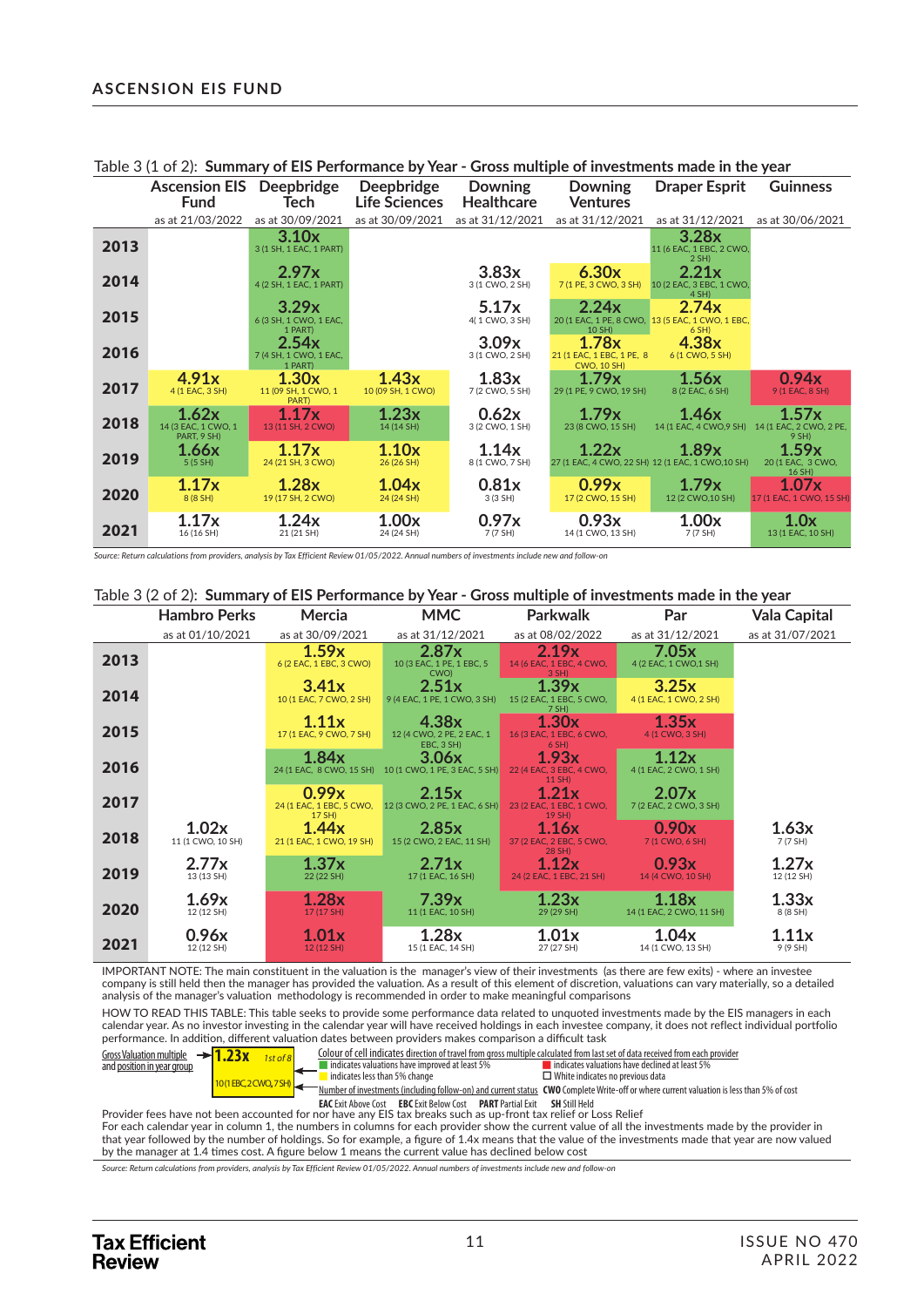Table 3 (1 of 2): **Summary of EIS Performance by Year - Gross multiple of investments made in the year**

| | Ascension EIS Fund | Deepbridge Tech | Deepbridge Life Sciences | Downing Healthcare | Downing Ventures | Draper Esprit | Guinness |
|---|---|---|---|---|---|---|---|
| | as at 21/03/2022 | as at 30/09/2021 | as at 30/09/2021 | as at 31/12/2021 | as at 31/12/2021 | as at 31/12/2021 | as at 30/06/2021 |
| **2013** | | 3.10x 3 (1 SH, 1 EAC, 1 PART) | | | | 3.28x 11 (6 EAC, 1 EBC, 2 CWO, 2 SH) | |
| **2014** | | 2.97x 4 (2 SH, 1 EAC, 1 PART) | | 3.83x 3 (1 CWO, 2 SH) | 6.30x 7 (1 PE, 3 CWO, 3 SH) | 2.21x 10 (2 EAC, 3 EBC, 1 CWO, 4 SH) | |
| **2015** | | 3.29x 6 (3 SH, 1 CWO, 1 EAC, 1 PART) | | 5.17x 4( 1 CWO, 3 SH) | 2.24x 20 (1 EAC, 1 PE, 8 CWO, 10 SH) | 2.74x 13 (5 EAC, 1 CWO, 1 EBC, 6 SH) | |
| **2016** | | 2.54x 7 (4 SH, 1 CWO, 1 EAC, 1 PART) | | 3.09x 3 (1 CWO, 2 SH) | 1.78x 21 (1 EAC, 1 EBC, 1 PE, 8 CWO, 10 SH) | 4.38x 6 (1 CWO, 5 SH) | |
| **2017** | 4.91x 4 (1 EAC, 3 SH) | 1.30x 11 (09 SH, 1 CWO, 1 PART) | 1.43x 10 (09 SH, 1 CWO) | 1.83x 7 (2 CWO, 5 SH) | 1.79x 29 (1 PE, 9 CWO, 19 SH) | 1.56x 8 (2 EAC, 6 SH) | 0.94x 9 (1 EAC, 8 SH) |
| **2018** | 1.62x 14 (3 EAC, 1 CWO, 1 PART, 9 SH) | 1.17x 13 (11 SH, 2 CWO) | 1.23x 14 (14 SH) | 0.62x 3 (2 CWO, 1 SH) | 1.79x 23 (8 CWO, 15 SH) | 1.46x 14 (1 EAC, 4 CWO,9 SH) | 1.57x 14 (1 EAC, 2 CWO, 2 PE, 9 SH) |
| **2019** | 1.66x 5 (5 SH) | 1.17x 24 (21 SH, 3 CWO) | 1.10x 26 (26 SH) | 1.14x 8 (1 CWO, 7 SH) | 1.22x 27 (1 EAC, 4 CWO, 22 SH) | 1.89x 12 (1 EAC, 1 CWO,10 SH) | 1.59x 20 (1 EAC, 3 CWO, 16 SH) |
| **2020** | 1.17x 8 (8 SH) | 1.28x 19 (17 SH, 2 CWO) | 1.04x 24 (24 SH) | 0.81x 3 (3 SH) | 0.99x 17 (2 CWO, 15 SH) | 1.79x 12 (2 CWO,10 SH) | 1.07x 17 (1 EAC, 1 CWO, 15 SH) |
| **2021** | 1.17x 16 (16 SH) | 1.24x 21 (21 SH) | 1.00x 24 (24 SH) | 0.97x 7 (7 SH) | 0.93x 14 (1 CWO, 13 SH) | 1.00x 7 (7 SH) | 1.0x 13 (1 EAC, 10 SH) |

*Source: Return calculations from providers, analysis by Tax Efficient Review 01/05/2022. Annual numbers of investments include new and follow-on*

Table 3 (2 of 2): **Summary of EIS Performance by Year - Gross multiple of investments made in the year**

| | Hambro Perks | Mercia | MMC | Parkwalk | Par | Vala Capital |
|---|---|---|---|---|---|---|
| | as at 01/10/2021 | as at 30/09/2021 | as at 31/12/2021 | as at 08/02/2022 | as at 31/12/2021 | as at 31/07/2021 |
| **2013** | | 1.59x 6 (2 EAC, 1 EBC, 3 CWO) | 2.87x 10 (3 EAC, 1 PE, 1 EBC, 5 CWO) | 2.19x 14 (6 EAC, 1 EBC, 4 CWO, 3 SH) | 7.05x 4 (2 EAC, 1 CWO,1 SH) | |
| **2014** | | 3.41x 10 (1 EAC, 7 CWO, 2 SH) | 2.51x 9 (4 EAC, 1 PE, 1 CWO, 3 SH) | 1.39x 15 (2 EAC, 1 EBC, 5 CWO, 7 SH) | 3.25x 4 (1 EAC, 1 CWO, 2 SH) | |
| **2015** | | 1.11x 17 (1 EAC, 9 CWO, 7 SH) | 4.38x 12 (4 CWO, 2 PE, 2 EAC, 1 EBC, 3 SH) | 1.30x 16 (3 EAC, 1 EBC, 6 CWO, 6 SH) | 1.35x 4 (1 CWO, 3 SH) | |
| **2016** | | 1.84x 24 (1 EAC, 8 CWO, 15 SH) | 3.06x 10 (1 CWO, 1 PE, 3 EAC, 5 SH) | 1.93x 22 (4 EAC, 3 EBC, 4 CWO, 11 SH) | 1.12x 4 (1 EAC, 2 CWO, 1 SH) | |
| **2017** | | 0.99x 24 (1 EAC, 1 EBC, 5 CWO, 17 SH) | 2.15x 12 (3 CWO, 2 PE, 1 EAC, 6 SH) | 1.21x 23 (2 EAC, 1 EBC, 1 CWO, 19 SH) | 2.07x 7 (2 EAC, 2 CWO, 3 SH) | |
| **2018** | 1.02x 11 (1 CWO, 10 SH) | 1.44x 21 (1 EAC, 1 CWO, 19 SH) | 2.85x 15 (2 CWO, 2 EAC, 11 SH) | 1.16x 37 (2 EAC, 2 EBC, 5 CWO, 28 SH) | 0.90x 7 (1 CWO, 6 SH) | 1.63x 7 (7 SH) |
| **2019** | 2.77x 13 (13 SH) | 1.37x 22 (22 SH) | 2.71x 17 (1 EAC, 16 SH) | 1.12x 24 (2 EAC, 1 EBC, 21 SH) | 0.93x 14 (4 CWO, 10 SH) | 1.27x 12 (12 SH) |
| **2020** | 1.69x 12 (12 SH) | 1.28x 17 (17 SH) | 7.39x 11 (1 EAC, 10 SH) | 1.23x 29 (29 SH) | 1.18x 14 (1 EAC, 2 CWO, 11 SH) | 1.33x 8 (8 SH) |
| **2021** | 0.96x 12 (12 SH) | 1.01x 12 (12 SH) | 1.28x 15 (1 EAC, 14 SH) | 1.01x 27 (27 SH) | 1.04x 14 (1 CWO, 13 SH) | 1.11x 9 (9 SH) |

IMPORTANT NOTE: The main constituent in the valuation is the manager's view of their investments (as there are few exits) - where an investee company is still held then the manager has provided the valuation. As a result of this element of discretion, valuations can vary materially, so a detailed analysis of the manager's valuation methodology is recommended in order to make meaningful comparisons

HOW TO READ THIS TABLE: This table seeks to provide some performance data related to unquoted investments made by the EIS managers in each calendar year. As no investor investing in the calendar year will have received holdings in each investee company, it does not reflect individual portfolio performance. In addition, different valuation dates between providers makes comparison a difficult task

Key:
- Gross Valuation multiple and position in year group → 1.23x, 1st of 8
- 10 (1 EBC, 2 CWO, 7 SH): Number of investments (including follow-on) and current status
- Colour of cell indicates direction of travel from gross multiple calculated from last set of data received from each provider:
  - Green indicates valuations have improved at least 5%
  - Yellow indicates less than 5% change
  - Red indicates valuations have declined at least 5%
  - White indicates no previous data
- CWO Complete Write-off or where current valuation is less than 5% of cost
- EAC Exit Above Cost   EBC Exit Below Cost   PART Partial Exit   SH Still Held

Provider fees have not been accounted for nor have any EIS tax breaks such as up-front tax relief or Loss Relief

For each calendar year in column 1, the numbers in columns for each provider show the current value of all the investments made by the provider in that year followed by the number of holdings. So for example, a figure of 1.4x means that the value of the investments made that year are now valued by the manager at 1.4 times cost. A figure below 1 means the current value has declined below cost

*Source: Return calculations from providers, analysis by Tax Efficient Review 01/05/2022. Annual numbers of investments include new and follow-on*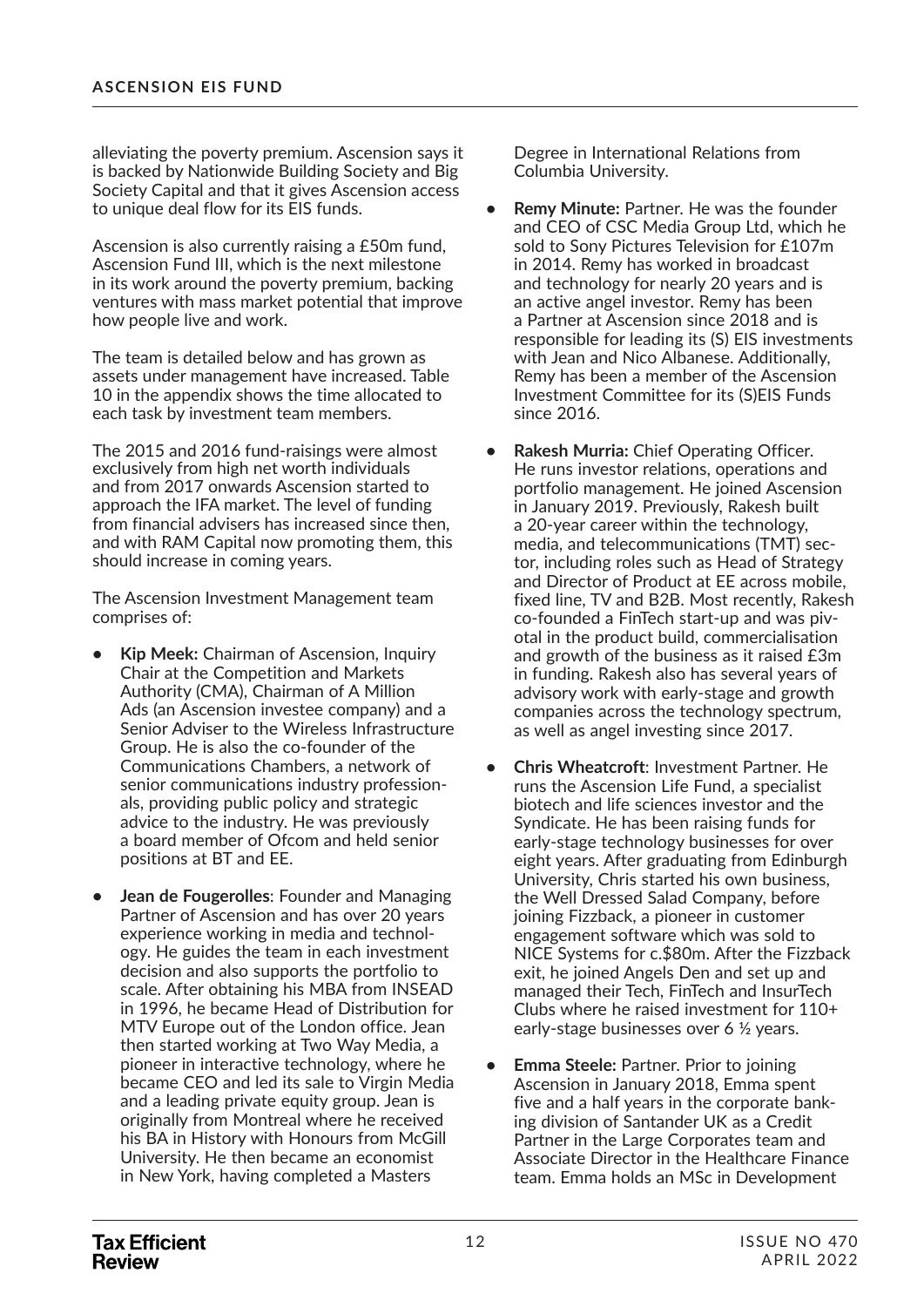alleviating the poverty premium. Ascension says it is backed by Nationwide Building Society and Big Society Capital and that it gives Ascension access to unique deal flow for its EIS funds.

Ascension is also currently raising a £50m fund, Ascension Fund III, which is the next milestone in its work around the poverty premium, backing ventures with mass market potential that improve how people live and work.

The team is detailed below and has grown as assets under management have increased. Table 10 in the appendix shows the time allocated to each task by investment team members.

The 2015 and 2016 fund-raisings were almost exclusively from high net worth individuals and from 2017 onwards Ascension started to approach the IFA market. The level of funding from financial advisers has increased since then, and with RAM Capital now promoting them, this should increase in coming years.

The Ascension Investment Management team comprises of:

- **Kip Meek:** Chairman of Ascension, Inquiry Chair at the Competition and Markets Authority (CMA), Chairman of A Million Ads (an Ascension investee company) and a Senior Adviser to the Wireless Infrastructure Group. He is also the co-founder of the Communications Chambers, a network of senior communications industry professionals, providing public policy and strategic advice to the industry. He was previously a board member of Ofcom and held senior positions at BT and EE.
- **Jean de Fougerolles**: Founder and Managing Partner of Ascension and has over 20 years experience working in media and technology. He guides the team in each investment decision and also supports the portfolio to scale. After obtaining his MBA from INSEAD in 1996, he became Head of Distribution for MTV Europe out of the London office. Jean then started working at Two Way Media, a pioneer in interactive technology, where he became CEO and led its sale to Virgin Media and a leading private equity group. Jean is originally from Montreal where he received his BA in History with Honours from McGill University. He then became an economist in New York, having completed a Masters Degree in International Relations from Columbia University.
- **Remy Minute:** Partner. He was the founder and CEO of CSC Media Group Ltd, which he sold to Sony Pictures Television for £107m in 2014. Remy has worked in broadcast and technology for nearly 20 years and is an active angel investor. Remy has been a Partner at Ascension since 2018 and is responsible for leading its (S) EIS investments with Jean and Nico Albanese. Additionally, Remy has been a member of the Ascension Investment Committee for its (S)EIS Funds since 2016.
- **Rakesh Murria:** Chief Operating Officer. He runs investor relations, operations and portfolio management. He joined Ascension in January 2019. Previously, Rakesh built a 20-year career within the technology, media, and telecommunications (TMT) sector, including roles such as Head of Strategy and Director of Product at EE across mobile, fixed line, TV and B2B. Most recently, Rakesh co-founded a FinTech start-up and was pivotal in the product build, commercialisation and growth of the business as it raised £3m in funding. Rakesh also has several years of advisory work with early-stage and growth companies across the technology spectrum, as well as angel investing since 2017.
- **Chris Wheatcroft**: Investment Partner. He runs the Ascension Life Fund, a specialist biotech and life sciences investor and the Syndicate. He has been raising funds for early-stage technology businesses for over eight years. After graduating from Edinburgh University, Chris started his own business, the Well Dressed Salad Company, before joining Fizzback, a pioneer in customer engagement software which was sold to NICE Systems for c.$80m. After the Fizzback exit, he joined Angels Den and set up and managed their Tech, FinTech and InsurTech Clubs where he raised investment for 110+ early-stage businesses over 6 ½ years.
- **Emma Steele:** Partner. Prior to joining Ascension in January 2018, Emma spent five and a half years in the corporate banking division of Santander UK as a Credit Partner in the Large Corporates team and Associate Director in the Healthcare Finance team. Emma holds an MSc in Development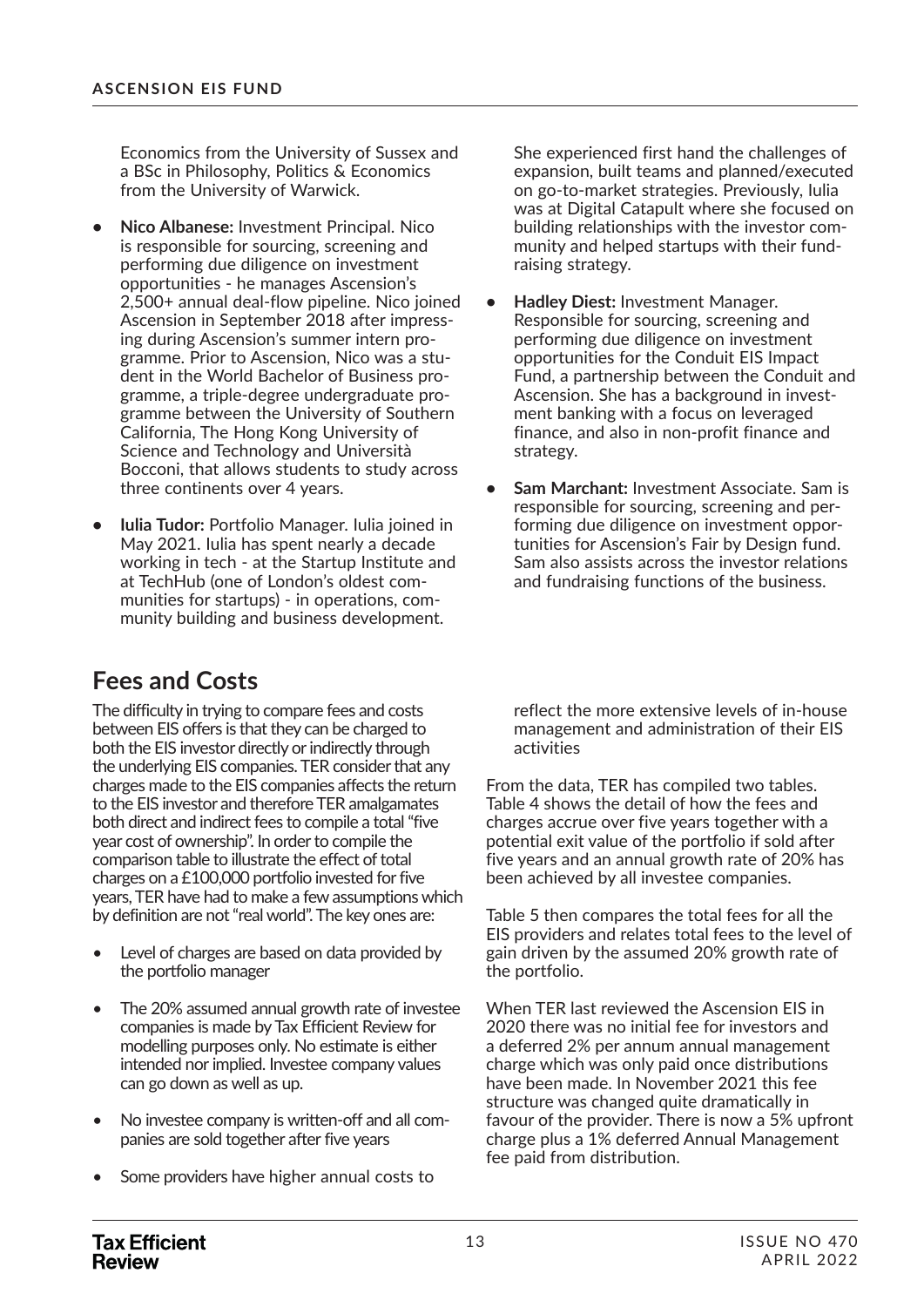Economics from the University of Sussex and a BSc in Philosophy, Politics & Economics from the University of Warwick.

- **Nico Albanese:** Investment Principal. Nico is responsible for sourcing, screening and performing due diligence on investment opportunities - he manages Ascension's 2,500+ annual deal-flow pipeline. Nico joined Ascension in September 2018 after impressing during Ascension's summer intern programme. Prior to Ascension, Nico was a student in the World Bachelor of Business programme, a triple-degree undergraduate programme between the University of Southern California, The Hong Kong University of Science and Technology and Università Bocconi, that allows students to study across three continents over 4 years.
- **Iulia Tudor:** Portfolio Manager. Iulia joined in May 2021. Iulia has spent nearly a decade working in tech - at the Startup Institute and at TechHub (one of London's oldest communities for startups) - in operations, community building and business development. She experienced first hand the challenges of expansion, built teams and planned/executed on go-to-market strategies. Previously, Iulia was at Digital Catapult where she focused on building relationships with the investor community and helped startups with their fundraising strategy.
- **Hadley Diest:** Investment Manager. Responsible for sourcing, screening and performing due diligence on investment opportunities for the Conduit EIS Impact Fund, a partnership between the Conduit and Ascension. She has a background in investment banking with a focus on leveraged finance, and also in non-profit finance and strategy.
- **Sam Marchant:** Investment Associate. Sam is responsible for sourcing, screening and performing due diligence on investment opportunities for Ascension's Fair by Design fund. Sam also assists across the investor relations and fundraising functions of the business.

## Fees and Costs

The difficulty in trying to compare fees and costs between EIS offers is that they can be charged to both the EIS investor directly or indirectly through the underlying EIS companies. TER consider that any charges made to the EIS companies affects the return to the EIS investor and therefore TER amalgamates both direct and indirect fees to compile a total "five year cost of ownership". In order to compile the comparison table to illustrate the effect of total charges on a £100,000 portfolio invested for five years, TER have had to make a few assumptions which by definition are not "real world". The key ones are:

- Level of charges are based on data provided by the portfolio manager
- The 20% assumed annual growth rate of investee companies is made by Tax Efficient Review for modelling purposes only. No estimate is either intended nor implied. Investee company values can go down as well as up.
- No investee company is written-off and all companies are sold together after five years
- Some providers have higher annual costs to reflect the more extensive levels of in-house management and administration of their EIS activities

From the data, TER has compiled two tables. Table 4 shows the detail of how the fees and charges accrue over five years together with a potential exit value of the portfolio if sold after five years and an annual growth rate of 20% has been achieved by all investee companies.

Table 5 then compares the total fees for all the EIS providers and relates total fees to the level of gain driven by the assumed 20% growth rate of the portfolio.

When TER last reviewed the Ascension EIS in 2020 there was no initial fee for investors and a deferred 2% per annum annual management charge which was only paid once distributions have been made. In November 2021 this fee structure was changed quite dramatically in favour of the provider. There is now a 5% upfront charge plus a 1% deferred Annual Management fee paid from distribution.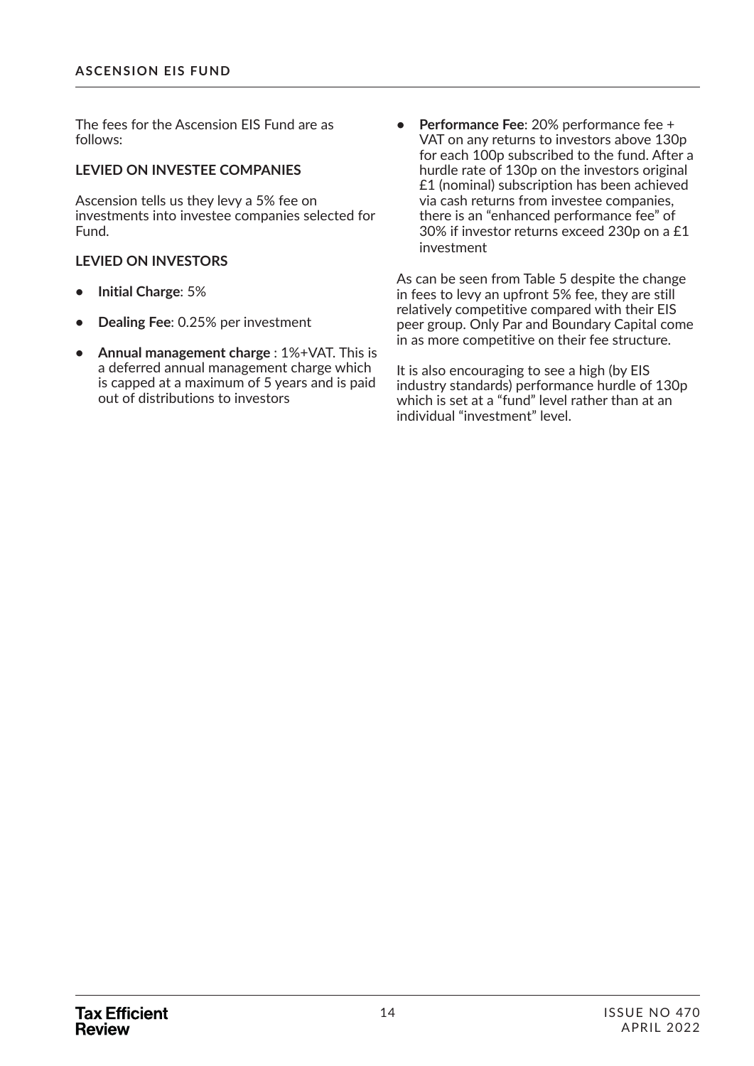The fees for the Ascension EIS Fund are as follows:

**LEVIED ON INVESTEE COMPANIES**

Ascension tells us they levy a 5% fee on investments into investee companies selected for Fund.

**LEVIED ON INVESTORS**

- **Initial Charge**: 5%
- **Dealing Fee**: 0.25% per investment
- **Annual management charge** : 1%+VAT. This is a deferred annual management charge which is capped at a maximum of 5 years and is paid out of distributions to investors
- **Performance Fee**: 20% performance fee + VAT on any returns to investors above 130p for each 100p subscribed to the fund. After a hurdle rate of 130p on the investors original £1 (nominal) subscription has been achieved via cash returns from investee companies, there is an "enhanced performance fee" of 30% if investor returns exceed 230p on a £1 investment

As can be seen from Table 5 despite the change in fees to levy an upfront 5% fee, they are still relatively competitive compared with their EIS peer group. Only Par and Boundary Capital come in as more competitive on their fee structure.

It is also encouraging to see a high (by EIS industry standards) performance hurdle of 130p which is set at a "fund" level rather than at an individual "investment" level.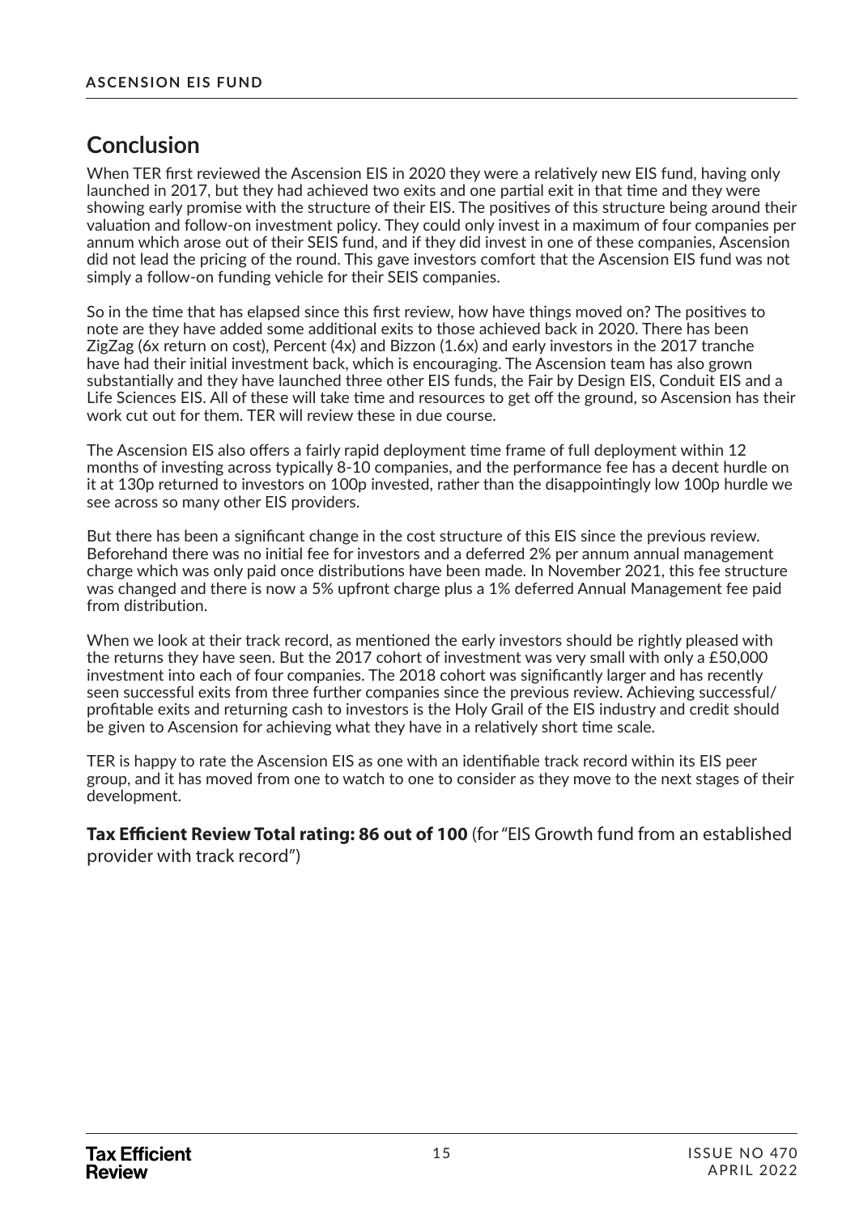## Conclusion

When TER first reviewed the Ascension EIS in 2020 they were a relatively new EIS fund, having only launched in 2017, but they had achieved two exits and one partial exit in that time and they were showing early promise with the structure of their EIS. The positives of this structure being around their valuation and follow-on investment policy. They could only invest in a maximum of four companies per annum which arose out of their SEIS fund, and if they did invest in one of these companies, Ascension did not lead the pricing of the round. This gave investors comfort that the Ascension EIS fund was not simply a follow-on funding vehicle for their SEIS companies.

So in the time that has elapsed since this first review, how have things moved on? The positives to note are they have added some additional exits to those achieved back in 2020. There has been ZigZag (6x return on cost), Percent (4x) and Bizzon (1.6x) and early investors in the 2017 tranche have had their initial investment back, which is encouraging. The Ascension team has also grown substantially and they have launched three other EIS funds, the Fair by Design EIS, Conduit EIS and a Life Sciences EIS. All of these will take time and resources to get off the ground, so Ascension has their work cut out for them. TER will review these in due course.

The Ascension EIS also offers a fairly rapid deployment time frame of full deployment within 12 months of investing across typically 8-10 companies, and the performance fee has a decent hurdle on it at 130p returned to investors on 100p invested, rather than the disappointingly low 100p hurdle we see across so many other EIS providers.

But there has been a significant change in the cost structure of this EIS since the previous review. Beforehand there was no initial fee for investors and a deferred 2% per annum annual management charge which was only paid once distributions have been made. In November 2021, this fee structure was changed and there is now a 5% upfront charge plus a 1% deferred Annual Management fee paid from distribution.

When we look at their track record, as mentioned the early investors should be rightly pleased with the returns they have seen. But the 2017 cohort of investment was very small with only a £50,000 investment into each of four companies. The 2018 cohort was significantly larger and has recently seen successful exits from three further companies since the previous review. Achieving successful/profitable exits and returning cash to investors is the Holy Grail of the EIS industry and credit should be given to Ascension for achieving what they have in a relatively short time scale.

TER is happy to rate the Ascension EIS as one with an identifiable track record within its EIS peer group, and it has moved from one to watch to one to consider as they move to the next stages of their development.

**Tax Efficient Review Total rating: 86 out of 100** (for "EIS Growth fund from an established provider with track record")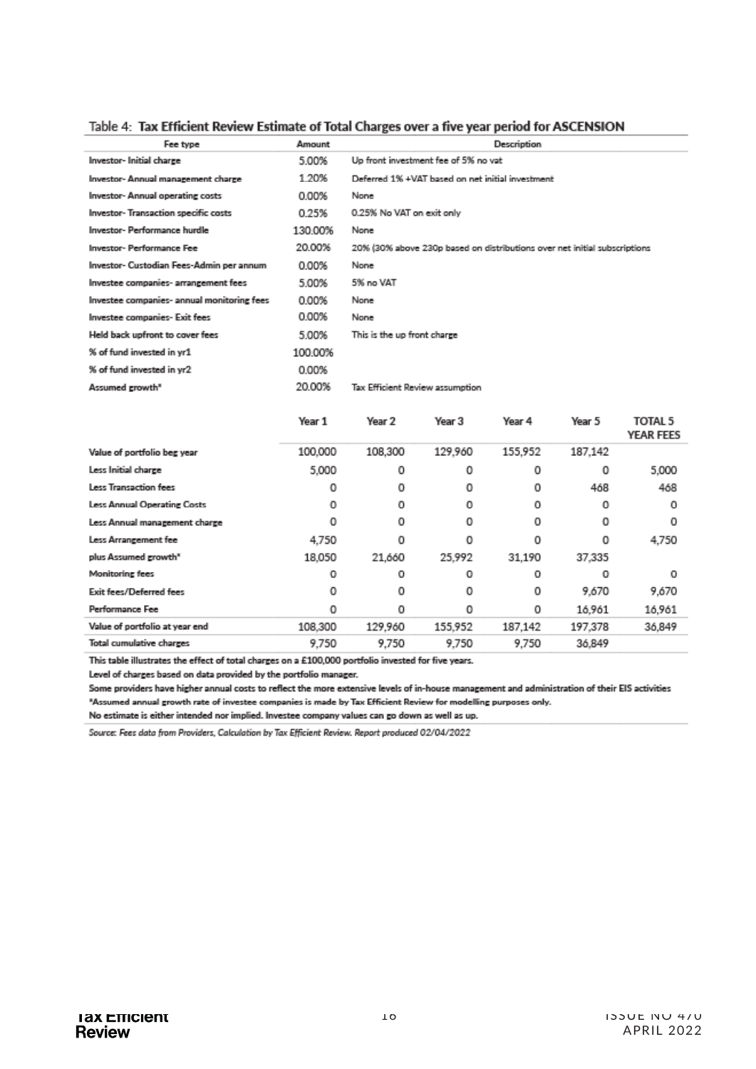Table 4: **Tax Efficient Review Estimate of Total Charges over a five year period for ASCENSION**

| Fee type | Amount | Description |
|---|---|---|
| Investor- Initial charge | 5.00% | Up front investment fee of 5% no vat |
| Investor- Annual management charge | 1.20% | Deferred 1% +VAT based on net initial investment |
| Investor- Annual operating costs | 0.00% | None |
| Investor- Transaction specific costs | 0.25% | 0.25% No VAT on exit only |
| Investor- Performance hurdle | 130.00% | None |
| Investor- Performance Fee | 20.00% | 20% (30% above 230p based on distributions over net initial subscriptions |
| Investor- Custodian Fees-Admin per annum | 0.00% | None |
| Investee companies- arrangement fees | 5.00% | 5% no VAT |
| Investee companies- annual monitoring fees | 0.00% | None |
| Investee companies- Exit fees | 0.00% | None |
| Held back upfront to cover fees | 5.00% | This is the up front charge |
| % of fund invested in yr1 | 100.00% | |
| % of fund invested in yr2 | 0.00% | |
| Assumed growth* | 20.00% | Tax Efficient Review assumption |

| | Year 1 | Year 2 | Year 3 | Year 4 | Year 5 | TOTAL 5 YEAR FEES |
|---|---|---|---|---|---|---|
| Value of portfolio beg year | 100,000 | 108,300 | 129,960 | 155,952 | 187,142 | |
| Less Initial charge | 5,000 | 0 | 0 | 0 | 0 | 5,000 |
| Less Transaction fees | 0 | 0 | 0 | 0 | 468 | 468 |
| Less Annual Operating Costs | 0 | 0 | 0 | 0 | 0 | 0 |
| Less Annual management charge | 0 | 0 | 0 | 0 | 0 | 0 |
| Less Arrangement fee | 4,750 | 0 | 0 | 0 | 0 | 4,750 |
| plus Assumed growth* | 18,050 | 21,660 | 25,992 | 31,190 | 37,335 | |
| Monitoring fees | 0 | 0 | 0 | 0 | 0 | 0 |
| Exit fees/Deferred fees | 0 | 0 | 0 | 0 | 9,670 | 9,670 |
| Performance Fee | 0 | 0 | 0 | 0 | 16,961 | 16,961 |
| Value of portfolio at year end | 108,300 | 129,960 | 155,952 | 187,142 | 197,378 | 36,849 |
| Total cumulative charges | 9,750 | 9,750 | 9,750 | 9,750 | 36,849 | |

This table illustrates the effect of total charges on a £100,000 portfolio invested for five years.

Level of charges based on data provided by the portfolio manager.

Some providers have higher annual costs to reflect the more extensive levels of in-house management and administration of their EIS activities

*Assumed annual growth rate of investee companies is made by Tax Efficient Review for modelling purposes only.

No estimate is either intended nor implied. Investee company values can go down as well as up.

*Source: Fees data from Providers, Calculation by Tax Efficient Review. Report produced 02/04/2022*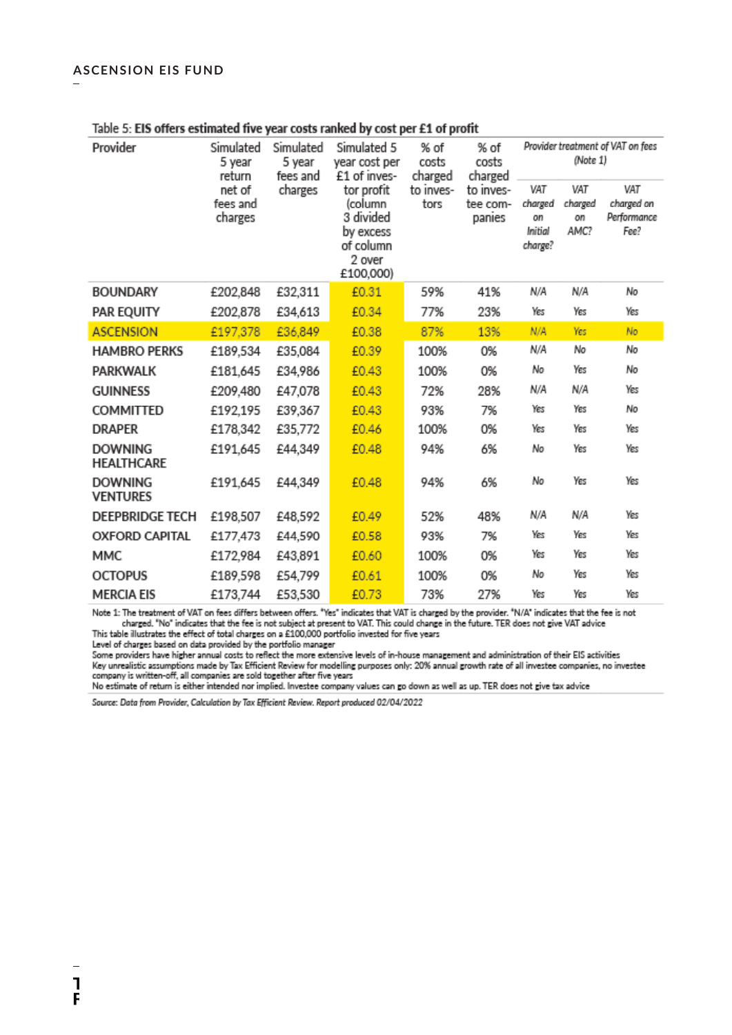Table 5: **EIS offers estimated five year costs ranked by cost per £1 of profit**

| Provider | Simulated 5 year return net of fees and charges | Simulated 5 year fees and charges | Simulated 5 year cost per £1 of investor profit (column 3 divided by excess of column 2 over £100,000) | % of costs charged to investors | % of costs charged to investee companies | *Provider treatment of VAT on fees (Note 1)* | | |
|---|---|---|---|---|---|---|---|---|
| | | | | | | *VAT charged on Initial charge?* | *VAT charged on AMC?* | *VAT charged on Performance Fee?* |
| BOUNDARY | £202,848 | £32,311 | £0.31 | 59% | 41% | N/A | N/A | No |
| PAR EQUITY | £202,878 | £34,613 | £0.34 | 77% | 23% | Yes | Yes | Yes |
| ASCENSION | £197,378 | £36,849 | £0.38 | 87% | 13% | N/A | Yes | No |
| HAMBRO PERKS | £189,534 | £35,084 | £0.39 | 100% | 0% | N/A | No | No |
| PARKWALK | £181,645 | £34,986 | £0.43 | 100% | 0% | No | Yes | No |
| GUINNESS | £209,480 | £47,078 | £0.43 | 72% | 28% | N/A | N/A | Yes |
| COMMITTED | £192,195 | £39,367 | £0.43 | 93% | 7% | Yes | Yes | No |
| DRAPER | £178,342 | £35,772 | £0.46 | 100% | 0% | Yes | Yes | Yes |
| DOWNING HEALTHCARE | £191,645 | £44,349 | £0.48 | 94% | 6% | No | Yes | Yes |
| DOWNING VENTURES | £191,645 | £44,349 | £0.48 | 94% | 6% | No | Yes | Yes |
| DEEPBRIDGE TECH | £198,507 | £48,592 | £0.49 | 52% | 48% | N/A | N/A | Yes |
| OXFORD CAPITAL | £177,473 | £44,590 | £0.58 | 93% | 7% | Yes | Yes | Yes |
| MMC | £172,984 | £43,891 | £0.60 | 100% | 0% | Yes | Yes | Yes |
| OCTOPUS | £189,598 | £54,799 | £0.61 | 100% | 0% | No | Yes | Yes |
| MERCIA EIS | £173,744 | £53,530 | £0.73 | 73% | 27% | Yes | Yes | Yes |

Note 1: The treatment of VAT on fees differs between offers. "Yes" indicates that VAT is charged by the provider. "N/A" indicates that the fee is not charged. "No" indicates that the fee is not subject at present to VAT. This could change in the future. TER does not give VAT advice
This table illustrates the effect of total charges on a £100,000 portfolio invested for five years
Level of charges based on data provided by the portfolio manager
Some providers have higher annual costs to reflect the more extensive levels of in-house management and administration of their EIS activities
Key unrealistic assumptions made by Tax Efficient Review for modelling purposes only: 20% annual growth rate of all investee companies, no investee company is written-off, all companies are sold together after five years
No estimate of return is either intended nor implied. Investee company values can go down as well as up. TER does not give tax advice

*Source: Data from Provider, Calculation by Tax Efficient Review. Report produced 02/04/2022*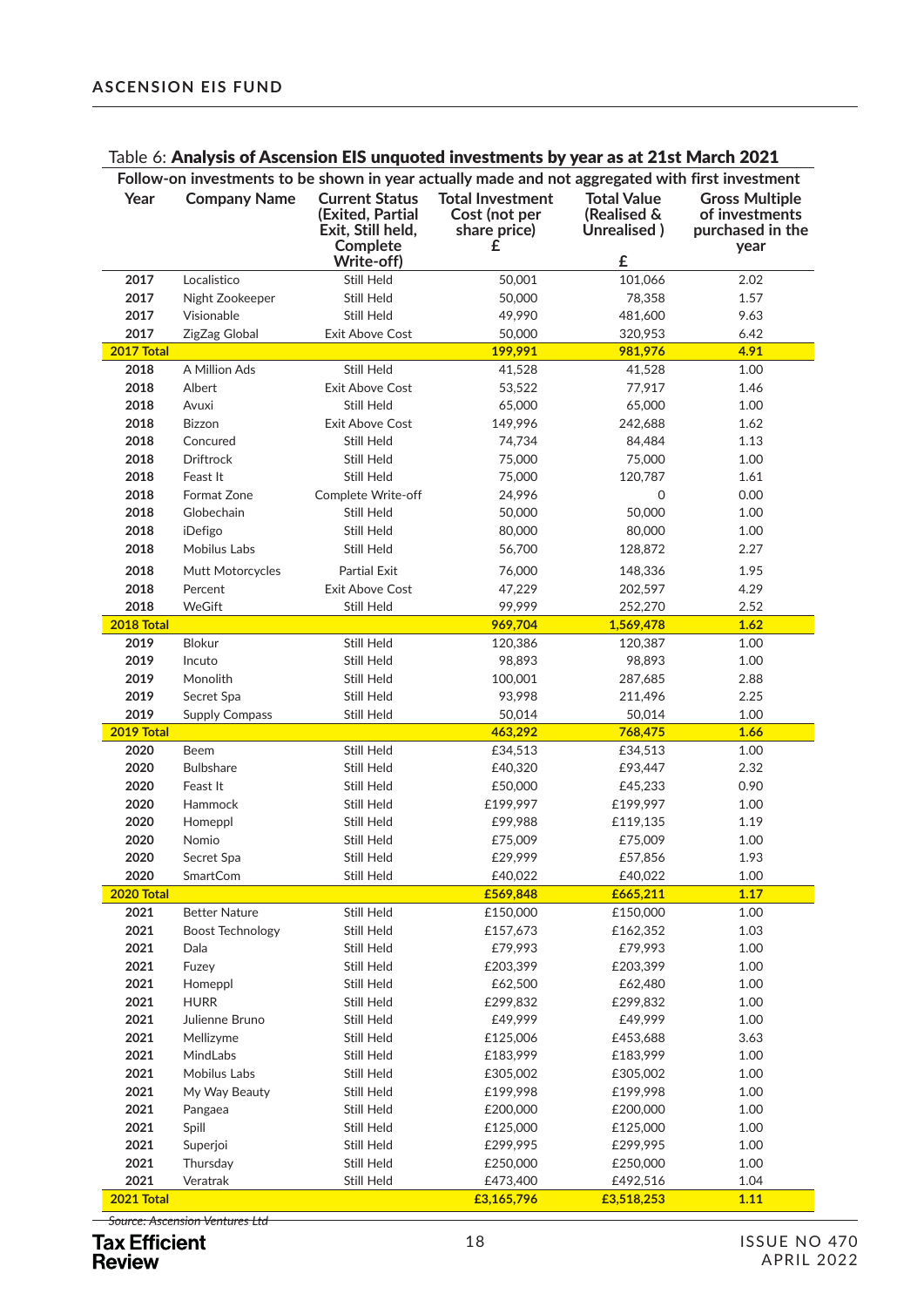Table 6: **Analysis of Ascension EIS unquoted investments by year as at 21st March 2021**

**Follow-on investments to be shown in year actually made and not aggregated with first investment**

| Year | Company Name | Current Status (Exited, Partial Exit, Still held, Complete Write-off) | Total Investment Cost (not per share price) £ | Total Value (Realised & Unrealised ) £ | Gross Multiple of investments purchased in the year |
|---|---|---|---|---|---|
| 2017 | Localistico | Still Held | 50,001 | 101,066 | 2.02 |
| 2017 | Night Zookeeper | Still Held | 50,000 | 78,358 | 1.57 |
| 2017 | Visionable | Still Held | 49,990 | 481,600 | 9.63 |
| 2017 | ZigZag Global | Exit Above Cost | 50,000 | 320,953 | 6.42 |
| **2017 Total** | | | **199,991** | **981,976** | **4.91** |
| 2018 | A Million Ads | Still Held | 41,528 | 41,528 | 1.00 |
| 2018 | Albert | Exit Above Cost | 53,522 | 77,917 | 1.46 |
| 2018 | Avuxi | Still Held | 65,000 | 65,000 | 1.00 |
| 2018 | Bizzon | Exit Above Cost | 149,996 | 242,688 | 1.62 |
| 2018 | Concured | Still Held | 74,734 | 84,484 | 1.13 |
| 2018 | Driftrock | Still Held | 75,000 | 75,000 | 1.00 |
| 2018 | Feast It | Still Held | 75,000 | 120,787 | 1.61 |
| 2018 | Format Zone | Complete Write-off | 24,996 | 0 | 0.00 |
| 2018 | Globechain | Still Held | 50,000 | 50,000 | 1.00 |
| 2018 | iDefigo | Still Held | 80,000 | 80,000 | 1.00 |
| 2018 | Mobilus Labs | Still Held | 56,700 | 128,872 | 2.27 |
| 2018 | Mutt Motorcycles | Partial Exit | 76,000 | 148,336 | 1.95 |
| 2018 | Percent | Exit Above Cost | 47,229 | 202,597 | 4.29 |
| 2018 | WeGift | Still Held | 99,999 | 252,270 | 2.52 |
| **2018 Total** | | | **969,704** | **1,569,478** | **1.62** |
| 2019 | Blokur | Still Held | 120,386 | 120,387 | 1.00 |
| 2019 | Incuto | Still Held | 98,893 | 98,893 | 1.00 |
| 2019 | Monolith | Still Held | 100,001 | 287,685 | 2.88 |
| 2019 | Secret Spa | Still Held | 93,998 | 211,496 | 2.25 |
| 2019 | Supply Compass | Still Held | 50,014 | 50,014 | 1.00 |
| **2019 Total** | | | **463,292** | **768,475** | **1.66** |
| 2020 | Beem | Still Held | £34,513 | £34,513 | 1.00 |
| 2020 | Bulbshare | Still Held | £40,320 | £93,447 | 2.32 |
| 2020 | Feast It | Still Held | £50,000 | £45,233 | 0.90 |
| 2020 | Hammock | Still Held | £199,997 | £199,997 | 1.00 |
| 2020 | Homeppl | Still Held | £99,988 | £119,135 | 1.19 |
| 2020 | Nomio | Still Held | £75,009 | £75,009 | 1.00 |
| 2020 | Secret Spa | Still Held | £29,999 | £57,856 | 1.93 |
| 2020 | SmartCom | Still Held | £40,022 | £40,022 | 1.00 |
| **2020 Total** | | | **£569,848** | **£665,211** | **1.17** |
| 2021 | Better Nature | Still Held | £150,000 | £150,000 | 1.00 |
| 2021 | Boost Technology | Still Held | £157,673 | £162,352 | 1.03 |
| 2021 | Dala | Still Held | £79,993 | £79,993 | 1.00 |
| 2021 | Fuzey | Still Held | £203,399 | £203,399 | 1.00 |
| 2021 | Homeppl | Still Held | £62,500 | £62,480 | 1.00 |
| 2021 | HURR | Still Held | £299,832 | £299,832 | 1.00 |
| 2021 | Julienne Bruno | Still Held | £49,999 | £49,999 | 1.00 |
| 2021 | Mellizyme | Still Held | £125,006 | £453,688 | 3.63 |
| 2021 | MindLabs | Still Held | £183,999 | £183,999 | 1.00 |
| 2021 | Mobilus Labs | Still Held | £305,002 | £305,002 | 1.00 |
| 2021 | My Way Beauty | Still Held | £199,998 | £199,998 | 1.00 |
| 2021 | Pangaea | Still Held | £200,000 | £200,000 | 1.00 |
| 2021 | Spill | Still Held | £125,000 | £125,000 | 1.00 |
| 2021 | Superjoi | Still Held | £299,995 | £299,995 | 1.00 |
| 2021 | Thursday | Still Held | £250,000 | £250,000 | 1.00 |
| 2021 | Veratrak | Still Held | £473,400 | £492,516 | 1.04 |
| **2021 Total** | | | **£3,165,796** | **£3,518,253** | **1.11** |

*Source: Ascension Ventures Ltd*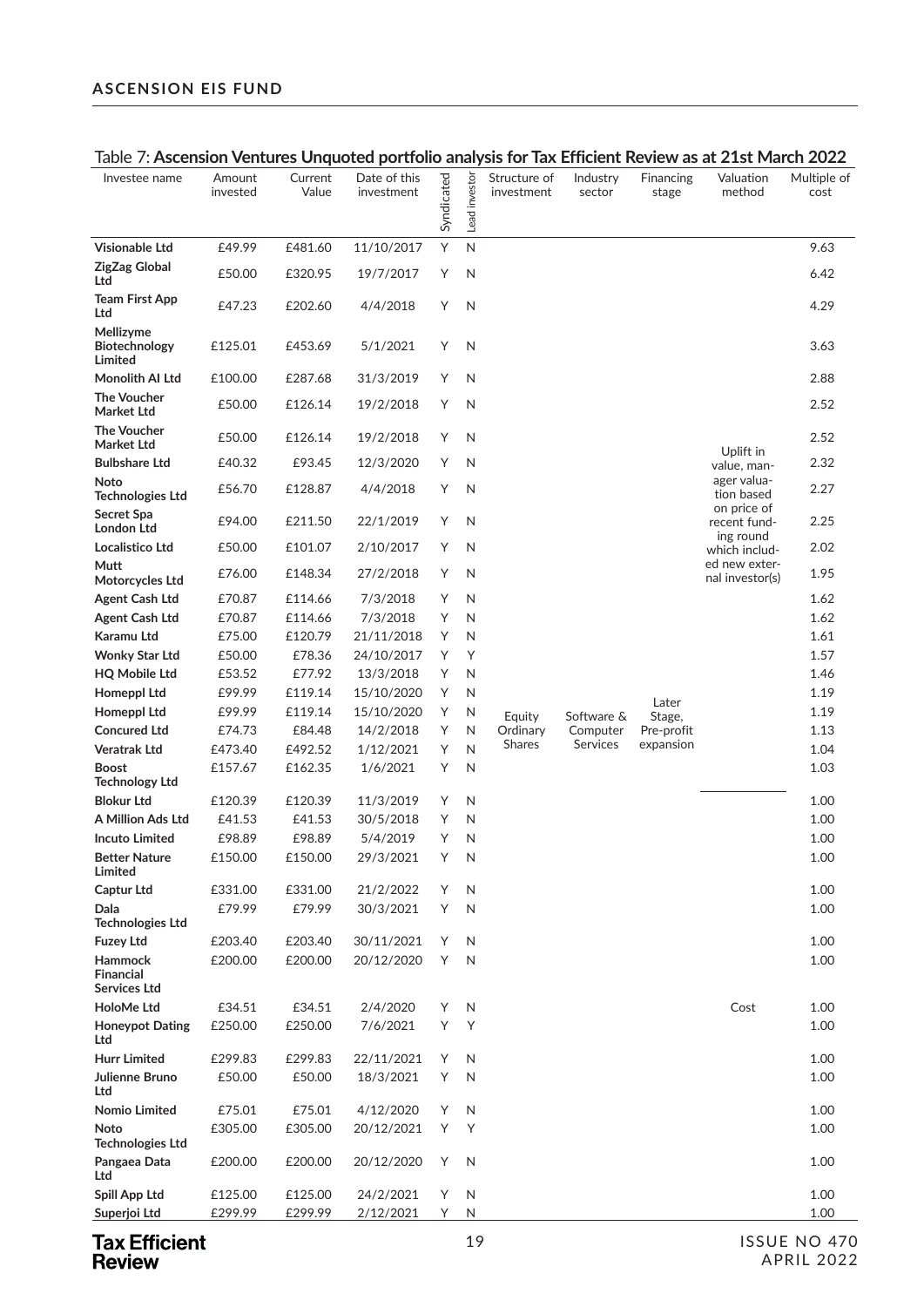Table 7: **Ascension Ventures Unquoted portfolio analysis for Tax Efficient Review as at 21st March 2022**

| Investee name | Amount invested | Current Value | Date of this investment | Syndicated | Lead investor | Structure of investment | Industry sector | Financing stage | Valuation method | Multiple of cost |
|---|---|---|---|---|---|---|---|---|---|---|
| **Visionable Ltd** | £49.99 | £481.60 | 11/10/2017 | Y | N | Equity Ordinary Shares | Software & Computer Services | Later Stage, Pre-profit expansion | Uplift in value, manager valuation based on price of recent funding round which included new external investor(s) | 9.63 |
| **ZigZag Global Ltd** | £50.00 | £320.95 | 19/7/2017 | Y | N | | | | | 6.42 |
| **Team First App Ltd** | £47.23 | £202.60 | 4/4/2018 | Y | N | | | | | 4.29 |
| **Mellizyme Biotechnology Limited** | £125.01 | £453.69 | 5/1/2021 | Y | N | | | | | 3.63 |
| **Monolith AI Ltd** | £100.00 | £287.68 | 31/3/2019 | Y | N | | | | | 2.88 |
| **The Voucher Market Ltd** | £50.00 | £126.14 | 19/2/2018 | Y | N | | | | | 2.52 |
| **The Voucher Market Ltd** | £50.00 | £126.14 | 19/2/2018 | Y | N | | | | | 2.52 |
| **Bulbshare Ltd** | £40.32 | £93.45 | 12/3/2020 | Y | N | | | | | 2.32 |
| **Noto Technologies Ltd** | £56.70 | £128.87 | 4/4/2018 | Y | N | | | | | 2.27 |
| **Secret Spa London Ltd** | £94.00 | £211.50 | 22/1/2019 | Y | N | | | | | 2.25 |
| **Localistico Ltd** | £50.00 | £101.07 | 2/10/2017 | Y | N | | | | | 2.02 |
| **Mutt Motorcycles Ltd** | £76.00 | £148.34 | 27/2/2018 | Y | N | | | | | 1.95 |
| **Agent Cash Ltd** | £70.87 | £114.66 | 7/3/2018 | Y | N | | | | | 1.62 |
| **Agent Cash Ltd** | £70.87 | £114.66 | 7/3/2018 | Y | N | | | | | 1.62 |
| **Karamu Ltd** | £75.00 | £120.79 | 21/11/2018 | Y | N | | | | | 1.61 |
| **Wonky Star Ltd** | £50.00 | £78.36 | 24/10/2017 | Y | Y | | | | | 1.57 |
| **HQ Mobile Ltd** | £53.52 | £77.92 | 13/3/2018 | Y | N | | | | | 1.46 |
| **Homeppl Ltd** | £99.99 | £119.14 | 15/10/2020 | Y | N | | | | | 1.19 |
| **Homeppl Ltd** | £99.99 | £119.14 | 15/10/2020 | Y | N | | | | | 1.19 |
| **Concured Ltd** | £74.73 | £84.48 | 14/2/2018 | Y | N | | | | | 1.13 |
| **Veratrak Ltd** | £473.40 | £492.52 | 1/12/2021 | Y | N | | | | | 1.04 |
| **Boost Technology Ltd** | £157.67 | £162.35 | 1/6/2021 | Y | N | | | | | 1.03 |
| **Blokur Ltd** | £120.39 | £120.39 | 11/3/2019 | Y | N | | | | Cost | 1.00 |
| **A Million Ads Ltd** | £41.53 | £41.53 | 30/5/2018 | Y | N | | | | | 1.00 |
| **Incuto Limited** | £98.89 | £98.89 | 5/4/2019 | Y | N | | | | | 1.00 |
| **Better Nature Limited** | £150.00 | £150.00 | 29/3/2021 | Y | N | | | | | 1.00 |
| **Captur Ltd** | £331.00 | £331.00 | 21/2/2022 | Y | N | | | | | 1.00 |
| **Dala Technologies Ltd** | £79.99 | £79.99 | 30/3/2021 | Y | N | | | | | 1.00 |
| **Fuzey Ltd** | £203.40 | £203.40 | 30/11/2021 | Y | N | | | | | 1.00 |
| **Hammock Financial Services Ltd** | £200.00 | £200.00 | 20/12/2020 | Y | N | | | | | 1.00 |
| **HoloMe Ltd** | £34.51 | £34.51 | 2/4/2020 | Y | N | | | | | 1.00 |
| **Honeypot Dating Ltd** | £250.00 | £250.00 | 7/6/2021 | Y | Y | | | | | 1.00 |
| **Hurr Limited** | £299.83 | £299.83 | 22/11/2021 | Y | N | | | | | 1.00 |
| **Julienne Bruno Ltd** | £50.00 | £50.00 | 18/3/2021 | Y | N | | | | | 1.00 |
| **Nomio Limited** | £75.01 | £75.01 | 4/12/2020 | Y | N | | | | | 1.00 |
| **Noto Technologies Ltd** | £305.00 | £305.00 | 20/12/2021 | Y | Y | | | | | 1.00 |
| **Pangaea Data Ltd** | £200.00 | £200.00 | 20/12/2020 | Y | N | | | | | 1.00 |
| **Spill App Ltd** | £125.00 | £125.00 | 24/2/2021 | Y | N | | | | | 1.00 |
| **Superjoi Ltd** | £299.99 | £299.99 | 2/12/2021 | Y | N | | | | | 1.00 |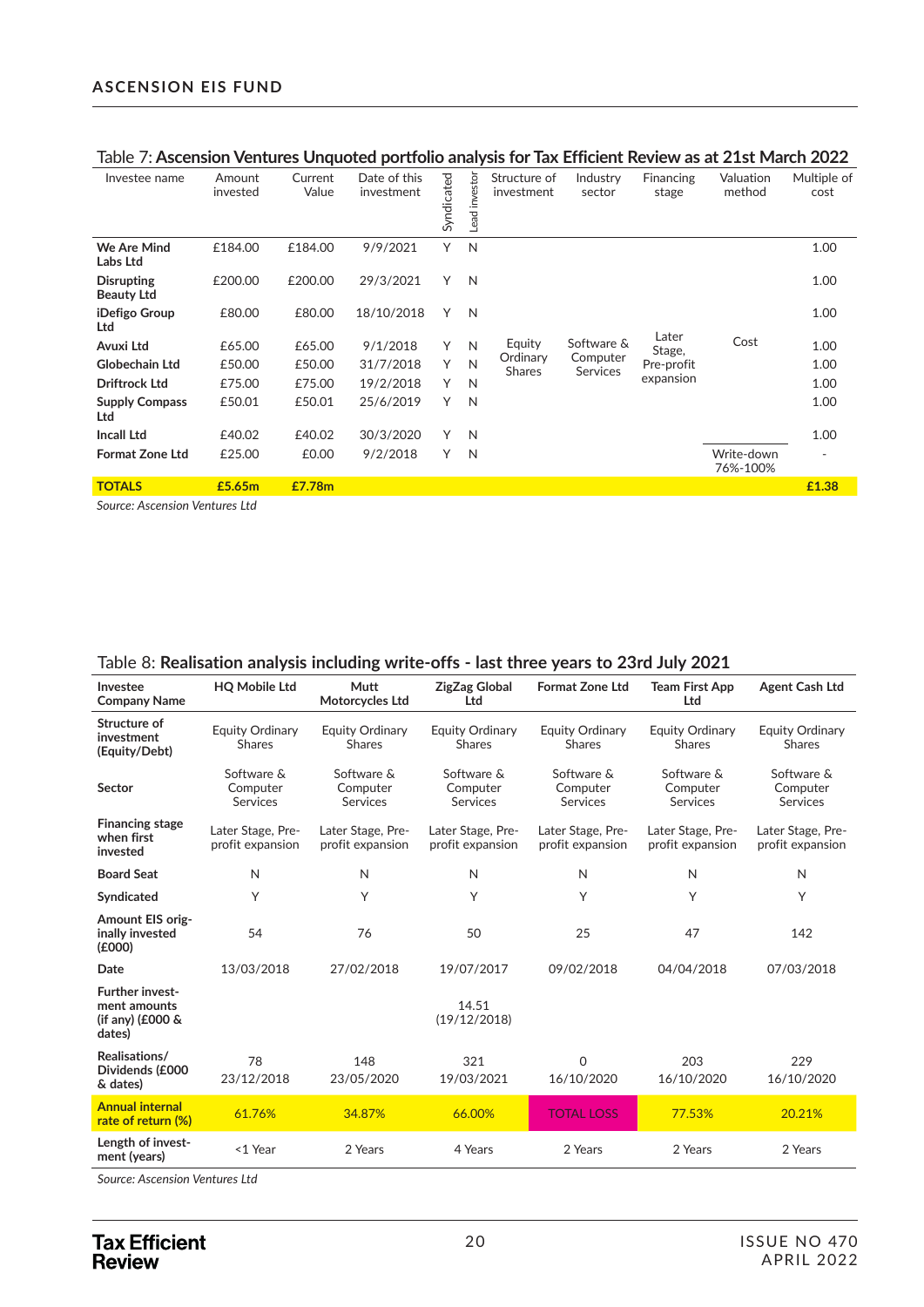Table 7: **Ascension Ventures Unquoted portfolio analysis for Tax Efficient Review as at 21st March 2022**

| Investee name | Amount invested | Current Value | Date of this investment | Syndicated | Lead investor | Structure of investment | Industry sector | Financing stage | Valuation method | Multiple of cost |
|---|---|---|---|---|---|---|---|---|---|---|
| **We Are Mind Labs Ltd** | £184.00 | £184.00 | 9/9/2021 | Y | N | Equity Ordinary Shares | Software & Computer Services | Later Stage, Pre-profit expansion | Cost | 1.00 |
| **Disrupting Beauty Ltd** | £200.00 | £200.00 | 29/3/2021 | Y | N | | | | | 1.00 |
| **iDefigo Group Ltd** | £80.00 | £80.00 | 18/10/2018 | Y | N | | | | | 1.00 |
| **Avuxi Ltd** | £65.00 | £65.00 | 9/1/2018 | Y | N | | | | | 1.00 |
| **Globechain Ltd** | £50.00 | £50.00 | 31/7/2018 | Y | N | | | | | 1.00 |
| **Driftrock Ltd** | £75.00 | £75.00 | 19/2/2018 | Y | N | | | | | 1.00 |
| **Supply Compass Ltd** | £50.01 | £50.01 | 25/6/2019 | Y | N | | | | | 1.00 |
| **Incall Ltd** | £40.02 | £40.02 | 30/3/2020 | Y | N | | | | | 1.00 |
| **Format Zone Ltd** | £25.00 | £0.00 | 9/2/2018 | Y | N | | | | Write-down 76%-100% | - |
| **TOTALS** | **£5.65m** | **£7.78m** | | | | | | | | **£1.38** |

*Source: Ascension Ventures Ltd*

Table 8: **Realisation analysis including write-offs - last three years to 23rd July 2021**

| Investee Company Name | HQ Mobile Ltd | Mutt Motorcycles Ltd | ZigZag Global Ltd | Format Zone Ltd | Team First App Ltd | Agent Cash Ltd |
|---|---|---|---|---|---|---|
| **Structure of investment (Equity/Debt)** | Equity Ordinary Shares | Equity Ordinary Shares | Equity Ordinary Shares | Equity Ordinary Shares | Equity Ordinary Shares | Equity Ordinary Shares |
| **Sector** | Software & Computer Services | Software & Computer Services | Software & Computer Services | Software & Computer Services | Software & Computer Services | Software & Computer Services |
| **Financing stage when first invested** | Later Stage, Pre-profit expansion | Later Stage, Pre-profit expansion | Later Stage, Pre-profit expansion | Later Stage, Pre-profit expansion | Later Stage, Pre-profit expansion | Later Stage, Pre-profit expansion |
| **Board Seat** | N | N | N | N | N | N |
| **Syndicated** | Y | Y | Y | Y | Y | Y |
| **Amount EIS originally invested (£000)** | 54 | 76 | 50 | 25 | 47 | 142 |
| **Date** | 13/03/2018 | 27/02/2018 | 19/07/2017 | 09/02/2018 | 04/04/2018 | 07/03/2018 |
| **Further investment amounts (if any) (£000 & dates)** | | | 14.51 (19/12/2018) | | | |
| **Realisations/ Dividends (£000 & dates)** | 78 23/12/2018 | 148 23/05/2020 | 321 19/03/2021 | 0 16/10/2020 | 203 16/10/2020 | 229 16/10/2020 |
| **Annual internal rate of return (%)** | 61.76% | 34.87% | 66.00% | TOTAL LOSS | 77.53% | 20.21% |
| **Length of investment (years)** | <1 Year | 2 Years | 4 Years | 2 Years | 2 Years | 2 Years |

*Source: Ascension Ventures Ltd*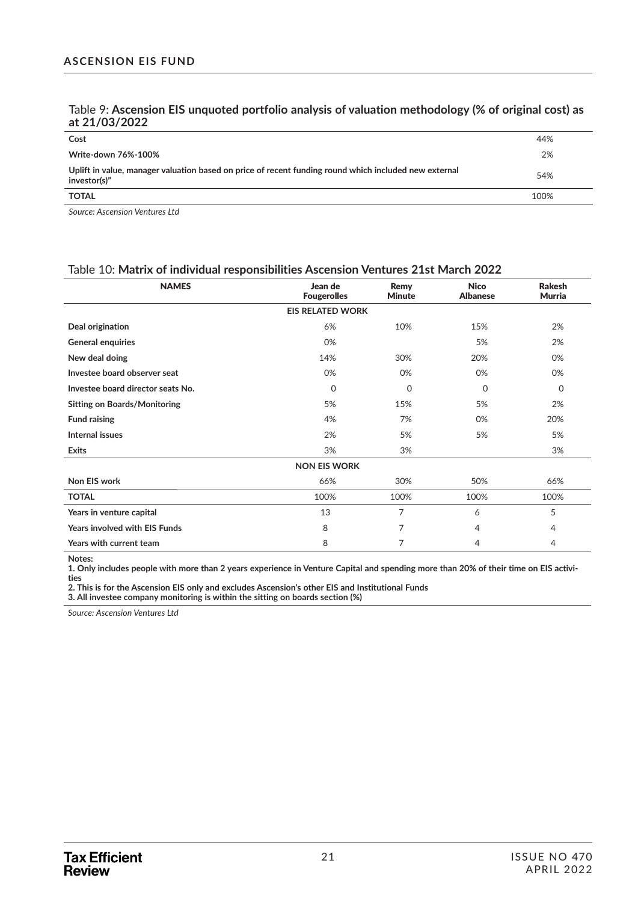Table 9: **Ascension EIS unquoted portfolio analysis of valuation methodology (% of original cost) as at 21/03/2022**

| | |
|---|---|
| **Cost** | 44% |
| **Write-down 76%-100%** | 2% |
| **Uplift in value, manager valuation based on price of recent funding round which included new external investor(s)"** | 54% |
| **TOTAL** | 100% |

*Source: Ascension Ventures Ltd*

Table 10: **Matrix of individual responsibilities Ascension Ventures 21st March 2022**

| NAMES | Jean de Fougerolles | Remy Minute | Nico Albanese | Rakesh Murria |
|---|---|---|---|---|
| | **EIS RELATED WORK** | | | |
| **Deal origination** | 6% | 10% | 15% | 2% |
| **General enquiries** | 0% | | 5% | 2% |
| **New deal doing** | 14% | 30% | 20% | 0% |
| **Investee board observer seat** | 0% | 0% | 0% | 0% |
| **Investee board director seats No.** | 0 | 0 | 0 | 0 |
| **Sitting on Boards/Monitoring** | 5% | 15% | 5% | 2% |
| **Fund raising** | 4% | 7% | 0% | 20% |
| **Internal issues** | 2% | 5% | 5% | 5% |
| **Exits** | 3% | 3% | | 3% |
| | **NON EIS WORK** | | | |
| **Non EIS work** | 66% | 30% | 50% | 66% |
| **TOTAL** | 100% | 100% | 100% | 100% |
| **Years in venture capital** | 13 | 7 | 6 | 5 |
| **Years involved with EIS Funds** | 8 | 7 | 4 | 4 |
| **Years with current team** | 8 | 7 | 4 | 4 |

**Notes:**
**1. Only includes people with more than 2 years experience in Venture Capital and spending more than 20% of their time on EIS activities**
**2. This is for the Ascension EIS only and excludes Ascension's other EIS and Institutional Funds**
**3. All investee company monitoring is within the sitting on boards section (%)**

*Source: Ascension Ventures Ltd*